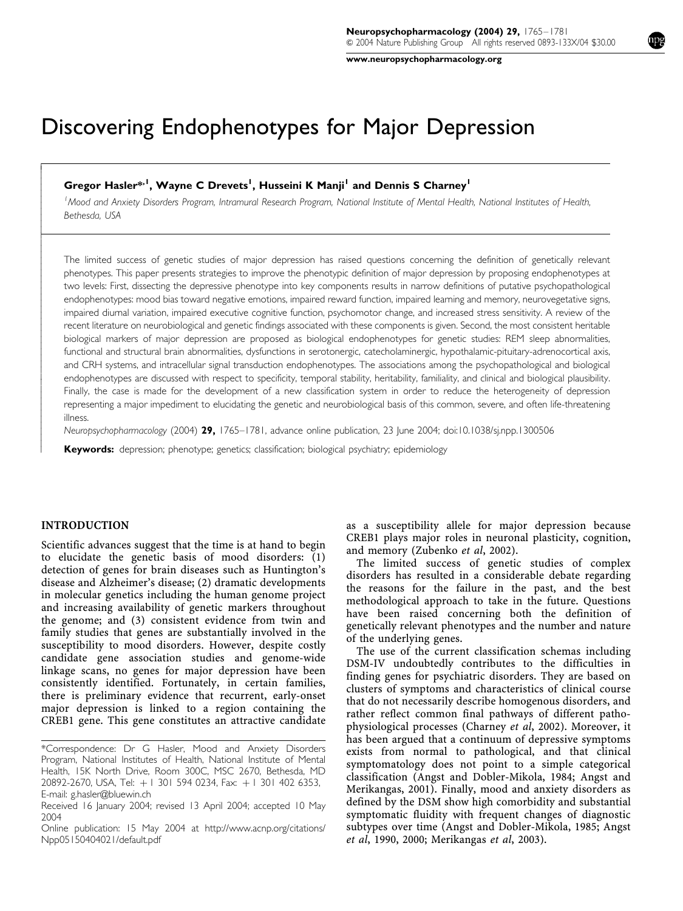# Discovering Endophenotypes for Major Depression

**Gregor Hasler*[,1], Wayne C Drevets[1], Husseini K Manji[1] and Dennis S Charney[1]**

[1]Mood and Anxiety Disorders Program, Intramural Research Program, National Institute of Mental Health, National Institutes of Health, Bethesda, USA

The limited success of genetic studies of major depression has raised questions concerning the definition of genetically relevant phenotypes. This paper presents strategies to improve the phenotypic definition of major depression by proposing endophenotypes at two levels: First, dissecting the depressive phenotype into key components results in narrow definitions of putative psychopathological endophenotypes: mood bias toward negative emotions, impaired reward function, impaired learning and memory, neurovegetative signs, impaired diurnal variation, impaired executive cognitive function, psychomotor change, and increased stress sensitivity. A review of the recent literature on neurobiological and genetic findings associated with these components is given. Second, the most consistent heritable biological markers of major depression are proposed as biological endophenotypes for genetic studies: REM sleep abnormalities, functional and structural brain abnormalities, dysfunctions in serotonergic, catecholaminergic, hypothalamic-pituitary-adrenocortical axis, and CRH systems, and intracellular signal transduction endophenotypes. The associations among the psychopathological and biological endophenotypes are discussed with respect to specificity, temporal stability, heritability, familiality, and clinical and biological plausibility. Finally, the case is made for the development of a new classification system in order to reduce the heterogeneity of depression representing a major impediment to elucidating the genetic and neurobiological basis of this common, severe, and often life-threatening illness.

*Neuropsychopharmacology* (2004) **29,** 1765–1781, advance online publication, 23 June 2004; doi:10.1038/sj.npp.1300506

**Keywords:** depression; phenotype; genetics; classification; biological psychiatry; epidemiology

## INTRODUCTION

Scientific advances suggest that the time is at hand to begin to elucidate the genetic basis of mood disorders: (1) detection of genes for brain diseases such as Huntington's disease and Alzheimer's disease; (2) dramatic developments in molecular genetics including the human genome project and increasing availability of genetic markers throughout the genome; and (3) consistent evidence from twin and family studies that genes are substantially involved in the susceptibility to mood disorders. However, despite costly candidate gene association studies and genome-wide linkage scans, no genes for major depression have been consistently identified. Fortunately, in certain families, there is preliminary evidence that recurrent, early-onset major depression is linked to a region containing the CREB1 gene. This gene constitutes an attractive candidate as a susceptibility allele for major depression because CREB1 plays major roles in neuronal plasticity, cognition, and memory (Zubenko *et al*, 2002).

The limited success of genetic studies of complex disorders has resulted in a considerable debate regarding the reasons for the failure in the past, and the best methodological approach to take in the future. Questions have been raised concerning both the definition of genetically relevant phenotypes and the number and nature of the underlying genes.

The use of the current classification schemas including DSM-IV undoubtedly contributes to the difficulties in finding genes for psychiatric disorders. They are based on clusters of symptoms and characteristics of clinical course that do not necessarily describe homogenous disorders, and rather reflect common final pathways of different pathophysiological processes (Charney *et al*, 2002). Moreover, it has been argued that a continuum of depressive symptoms exists from normal to pathological, and that clinical symptomatology does not point to a simple categorical classification (Angst and Dobler-Mikola, 1984; Angst and Merikangas, 2001). Finally, mood and anxiety disorders as defined by the DSM show high comorbidity and substantial symptomatic fluidity with frequent changes of diagnostic subtypes over time (Angst and Dobler-Mikola, 1985; Angst *et al*, 1990, 2000; Merikangas *et al*, 2003).

*Correspondence: Dr G Hasler, Mood and Anxiety Disorders Program, National Institutes of Health, National Institute of Mental Health, 15K North Drive, Room 300C, MSC 2670, Bethesda, MD 20892-2670, USA, Tel: + 1 301 594 0234, Fax: + 1 301 402 6353, E-mail: g.hasler@bluewin.ch

Received 16 January 2004; revised 13 April 2004; accepted 10 May 2004

Online publication: 15 May 2004 at http://www.acnp.org/citations/Npp05150404021/default.pdf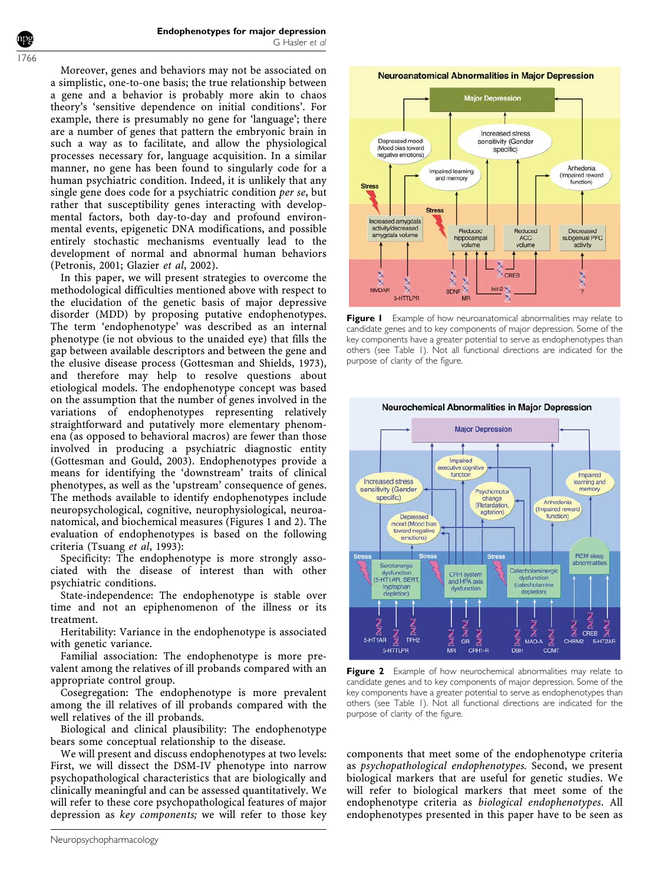Moreover, genes and behaviors may not be associated on a simplistic, one-to-one basis; the true relationship between a gene and a behavior is probably more akin to chaos theory's 'sensitive dependence on initial conditions'. For example, there is presumably no gene for 'language'; there are a number of genes that pattern the embryonic brain in such a way as to facilitate, and allow the physiological processes necessary for, language acquisition. In a similar manner, no gene has been found to singularly code for a human psychiatric condition. Indeed, it is unlikely that any single gene does code for a psychiatric condition *per se*, but rather that susceptibility genes interacting with developmental factors, both day-to-day and profound environmental events, epigenetic DNA modifications, and possible entirely stochastic mechanisms eventually lead to the development of normal and abnormal human behaviors (Petronis, 2001; Glazier *et al*, 2002).

In this paper, we will present strategies to overcome the methodological difficulties mentioned above with respect to the elucidation of the genetic basis of major depressive disorder (MDD) by proposing putative endophenotypes. The term 'endophenotype' was described as an internal phenotype (ie not obvious to the unaided eye) that fills the gap between available descriptors and between the gene and the elusive disease process (Gottesman and Shields, 1973), and therefore may help to resolve questions about etiological models. The endophenotype concept was based on the assumption that the number of genes involved in the variations of endophenotypes representing relatively straightforward and putatively more elementary phenomena (as opposed to behavioral macros) are fewer than those involved in producing a psychiatric diagnostic entity (Gottesman and Gould, 2003). Endophenotypes provide a means for identifying the 'downstream' traits of clinical phenotypes, as well as the 'upstream' consequence of genes. The methods available to identify endophenotypes include neuropsychological, cognitive, neurophysiological, neuroanatomical, and biochemical measures (Figures 1 and 2). The evaluation of endophenotypes is based on the following criteria (Tsuang *et al*, 1993):

Specificity: The endophenotype is more strongly associated with the disease of interest than with other psychiatric conditions.

State-independence: The endophenotype is stable over time and not an epiphenomenon of the illness or its treatment.

Heritability: Variance in the endophenotype is associated with genetic variance.

Familial association: The endophenotype is more prevalent among the relatives of ill probands compared with an appropriate control group.

Cosegregation: The endophenotype is more prevalent among the ill relatives of ill probands compared with the well relatives of the ill probands.

Biological and clinical plausibility: The endophenotype bears some conceptual relationship to the disease.

We will present and discuss endophenotypes at two levels: First, we will dissect the DSM-IV phenotype into narrow psychopathological characteristics that are biologically and clinically meaningful and can be assessed quantitatively. We will refer to these core psychopathological features of major depression as *key components;* we will refer to those key components that meet some of the endophenotype criteria as *psychopathological endophenotypes*. Second, we present biological markers that are useful for genetic studies. We will refer to biological markers that meet some of the endophenotype criteria as *biological endophenotypes*. All endophenotypes presented in this paper have to be seen as

**Figure 1** Example of how neuroanatomical abnormalities may relate to candidate genes and to key components of major depression. Some of the key components have a greater potential to serve as endophenotypes than others (see Table 1). Not all functional directions are indicated for the purpose of clarity of the figure.

**Figure 2** Example of how neurochemical abnormalities may relate to candidate genes and to key components of major depression. Some of the key components have a greater potential to serve as endophenotypes than others (see Table 1). Not all functional directions are indicated for the purpose of clarity of the figure.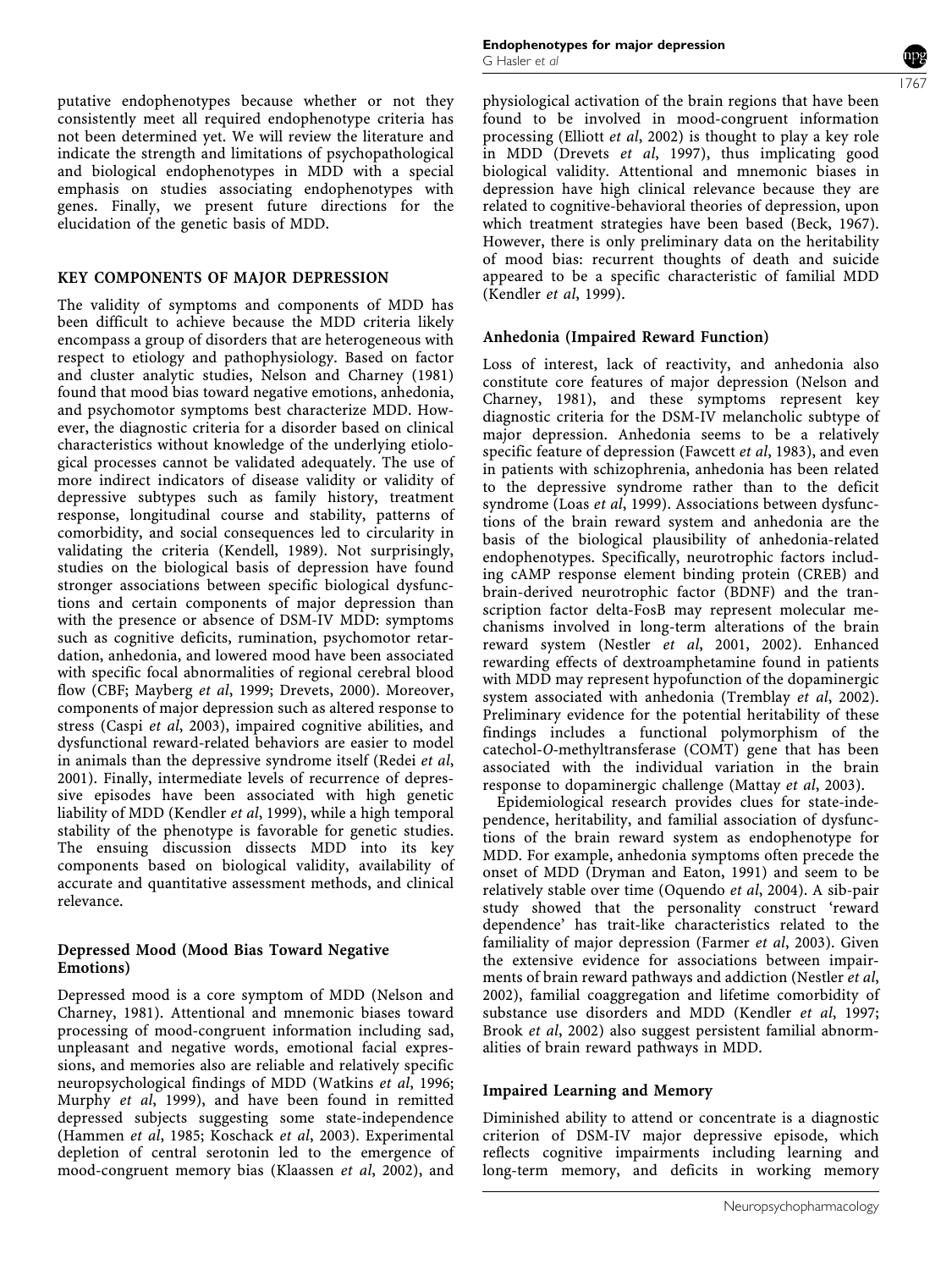putative endophenotypes because whether or not they consistently meet all required endophenotype criteria has not been determined yet. We will review the literature and indicate the strength and limitations of psychopathological and biological endophenotypes in MDD with a special emphasis on studies associating endophenotypes with genes. Finally, we present future directions for the elucidation of the genetic basis of MDD.

## KEY COMPONENTS OF MAJOR DEPRESSION

The validity of symptoms and components of MDD has been difficult to achieve because the MDD criteria likely encompass a group of disorders that are heterogeneous with respect to etiology and pathophysiology. Based on factor and cluster analytic studies, Nelson and Charney (1981) found that mood bias toward negative emotions, anhedonia, and psychomotor symptoms best characterize MDD. However, the diagnostic criteria for a disorder based on clinical characteristics without knowledge of the underlying etiological processes cannot be validated adequately. The use of more indirect indicators of disease validity or validity of depressive subtypes such as family history, treatment response, longitudinal course and stability, patterns of comorbidity, and social consequences led to circularity in validating the criteria (Kendell, 1989). Not surprisingly, studies on the biological basis of depression have found stronger associations between specific biological dysfunctions and certain components of major depression than with the presence or absence of DSM-IV MDD: symptoms such as cognitive deficits, rumination, psychomotor retardation, anhedonia, and lowered mood have been associated with specific focal abnormalities of regional cerebral blood flow (CBF; Mayberg *et al*, 1999; Drevets, 2000). Moreover, components of major depression such as altered response to stress (Caspi *et al*, 2003), impaired cognitive abilities, and dysfunctional reward-related behaviors are easier to model in animals than the depressive syndrome itself (Redei *et al*, 2001). Finally, intermediate levels of recurrence of depressive episodes have been associated with high genetic liability of MDD (Kendler *et al*, 1999), while a high temporal stability of the phenotype is favorable for genetic studies. The ensuing discussion dissects MDD into its key components based on biological validity, availability of accurate and quantitative assessment methods, and clinical relevance.

### Depressed Mood (Mood Bias Toward Negative Emotions)

Depressed mood is a core symptom of MDD (Nelson and Charney, 1981). Attentional and mnemonic biases toward processing of mood-congruent information including sad, unpleasant and negative words, emotional facial expressions, and memories also are reliable and relatively specific neuropsychological findings of MDD (Watkins *et al*, 1996; Murphy *et al*, 1999), and have been found in remitted depressed subjects suggesting some state-independence (Hammen *et al*, 1985; Koschack *et al*, 2003). Experimental depletion of central serotonin led to the emergence of mood-congruent memory bias (Klaassen *et al*, 2002), and physiological activation of the brain regions that have been found to be involved in mood-congruent information processing (Elliott *et al*, 2002) is thought to play a key role in MDD (Drevets *et al*, 1997), thus implicating good biological validity. Attentional and mnemonic biases in depression have high clinical relevance because they are related to cognitive-behavioral theories of depression, upon which treatment strategies have been based (Beck, 1967). However, there is only preliminary data on the heritability of mood bias: recurrent thoughts of death and suicide appeared to be a specific characteristic of familial MDD (Kendler *et al*, 1999).

### Anhedonia (Impaired Reward Function)

Loss of interest, lack of reactivity, and anhedonia also constitute core features of major depression (Nelson and Charney, 1981), and these symptoms represent key diagnostic criteria for the DSM-IV melancholic subtype of major depression. Anhedonia seems to be a relatively specific feature of depression (Fawcett *et al*, 1983), and even in patients with schizophrenia, anhedonia has been related to the depressive syndrome rather than to the deficit syndrome (Loas *et al*, 1999). Associations between dysfunctions of the brain reward system and anhedonia are the basis of the biological plausibility of anhedonia-related endophenotypes. Specifically, neurotrophic factors including cAMP response element binding protein (CREB) and brain-derived neurotrophic factor (BDNF) and the transcription factor delta-FosB may represent molecular mechanisms involved in long-term alterations of the brain reward system (Nestler *et al*, 2001, 2002). Enhanced rewarding effects of dextroamphetamine found in patients with MDD may represent hypofunction of the dopaminergic system associated with anhedonia (Tremblay *et al*, 2002). Preliminary evidence for the potential heritability of these findings includes a functional polymorphism of the catechol-*O*-methyltransferase (COMT) gene that has been associated with the individual variation in the brain response to dopaminergic challenge (Mattay *et al*, 2003).

Epidemiological research provides clues for state-independence, heritability, and familial association of dysfunctions of the brain reward system as endophenotype for MDD. For example, anhedonia symptoms often precede the onset of MDD (Dryman and Eaton, 1991) and seem to be relatively stable over time (Oquendo *et al*, 2004). A sib-pair study showed that the personality construct 'reward dependence' has trait-like characteristics related to the familiality of major depression (Farmer *et al*, 2003). Given the extensive evidence for associations between impairments of brain reward pathways and addiction (Nestler *et al*, 2002), familial coaggregation and lifetime comorbidity of substance use disorders and MDD (Kendler *et al*, 1997; Brook *et al*, 2002) also suggest persistent familial abnormalities of brain reward pathways in MDD.

### Impaired Learning and Memory

Diminished ability to attend or concentrate is a diagnostic criterion of DSM-IV major depressive episode, which reflects cognitive impairments including learning and long-term memory, and deficits in working memory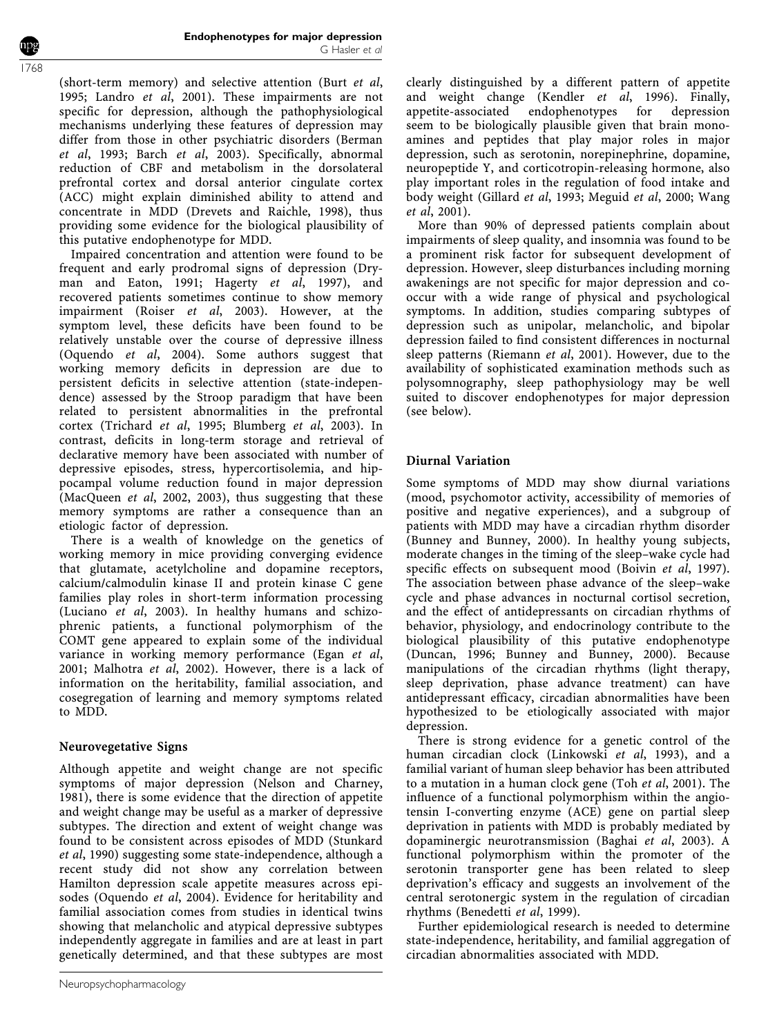(short-term memory) and selective attention (Burt *et al*, 1995; Landro *et al*, 2001). These impairments are not specific for depression, although the pathophysiological mechanisms underlying these features of depression may differ from those in other psychiatric disorders (Berman *et al*, 1993; Barch *et al*, 2003). Specifically, abnormal reduction of CBF and metabolism in the dorsolateral prefrontal cortex and dorsal anterior cingulate cortex (ACC) might explain diminished ability to attend and concentrate in MDD (Drevets and Raichle, 1998), thus providing some evidence for the biological plausibility of this putative endophenotype for MDD.

Impaired concentration and attention were found to be frequent and early prodromal signs of depression (Dryman and Eaton, 1991; Hagerty *et al*, 1997), and recovered patients sometimes continue to show memory impairment (Roiser *et al*, 2003). However, at the symptom level, these deficits have been found to be relatively unstable over the course of depressive illness (Oquendo *et al*, 2004). Some authors suggest that working memory deficits in depression are due to persistent deficits in selective attention (state-independence) assessed by the Stroop paradigm that have been related to persistent abnormalities in the prefrontal cortex (Trichard *et al*, 1995; Blumberg *et al*, 2003). In contrast, deficits in long-term storage and retrieval of declarative memory have been associated with number of depressive episodes, stress, hypercortisolemia, and hippocampal volume reduction found in major depression (MacQueen *et al*, 2002, 2003), thus suggesting that these memory symptoms are rather a consequence than an etiologic factor of depression.

There is a wealth of knowledge on the genetics of working memory in mice providing converging evidence that glutamate, acetylcholine and dopamine receptors, calcium/calmodulin kinase II and protein kinase C gene families play roles in short-term information processing (Luciano *et al*, 2003). In healthy humans and schizophrenic patients, a functional polymorphism of the COMT gene appeared to explain some of the individual variance in working memory performance (Egan *et al*, 2001; Malhotra *et al*, 2002). However, there is a lack of information on the heritability, familial association, and cosegregation of learning and memory symptoms related to MDD.

### Neurovegetative Signs

Although appetite and weight change are not specific symptoms of major depression (Nelson and Charney, 1981), there is some evidence that the direction of appetite and weight change may be useful as a marker of depressive subtypes. The direction and extent of weight change was found to be consistent across episodes of MDD (Stunkard *et al*, 1990) suggesting some state-independence, although a recent study did not show any correlation between Hamilton depression scale appetite measures across episodes (Oquendo *et al*, 2004). Evidence for heritability and familial association comes from studies in identical twins showing that melancholic and atypical depressive subtypes independently aggregate in families and are at least in part genetically determined, and that these subtypes are most clearly distinguished by a different pattern of appetite and weight change (Kendler *et al*, 1996). Finally, appetite-associated endophenotypes for depression seem to be biologically plausible given that brain monoamines and peptides that play major roles in major depression, such as serotonin, norepinephrine, dopamine, neuropeptide Y, and corticotropin-releasing hormone, also play important roles in the regulation of food intake and body weight (Gillard *et al*, 1993; Meguid *et al*, 2000; Wang *et al*, 2001).

More than 90% of depressed patients complain about impairments of sleep quality, and insomnia was found to be a prominent risk factor for subsequent development of depression. However, sleep disturbances including morning awakenings are not specific for major depression and co-occur with a wide range of physical and psychological symptoms. In addition, studies comparing subtypes of depression such as unipolar, melancholic, and bipolar depression failed to find consistent differences in nocturnal sleep patterns (Riemann *et al*, 2001). However, due to the availability of sophisticated examination methods such as polysomnography, sleep pathophysiology may be well suited to discover endophenotypes for major depression (see below).

### Diurnal Variation

Some symptoms of MDD may show diurnal variations (mood, psychomotor activity, accessibility of memories of positive and negative experiences), and a subgroup of patients with MDD may have a circadian rhythm disorder (Bunney and Bunney, 2000). In healthy young subjects, moderate changes in the timing of the sleep–wake cycle had specific effects on subsequent mood (Boivin *et al*, 1997). The association between phase advance of the sleep–wake cycle and phase advances in nocturnal cortisol secretion, and the effect of antidepressants on circadian rhythms of behavior, physiology, and endocrinology contribute to the biological plausibility of this putative endophenotype (Duncan, 1996; Bunney and Bunney, 2000). Because manipulations of the circadian rhythms (light therapy, sleep deprivation, phase advance treatment) can have antidepressant efficacy, circadian abnormalities have been hypothesized to be etiologically associated with major depression.

There is strong evidence for a genetic control of the human circadian clock (Linkowski *et al*, 1993), and a familial variant of human sleep behavior has been attributed to a mutation in a human clock gene (Toh *et al*, 2001). The influence of a functional polymorphism within the angiotensin I-converting enzyme (ACE) gene on partial sleep deprivation in patients with MDD is probably mediated by dopaminergic neurotransmission (Baghai *et al*, 2003). A functional polymorphism within the promoter of the serotonin transporter gene has been related to sleep deprivation's efficacy and suggests an involvement of the central serotonergic system in the regulation of circadian rhythms (Benedetti *et al*, 1999).

Further epidemiological research is needed to determine state-independence, heritability, and familial aggregation of circadian abnormalities associated with MDD.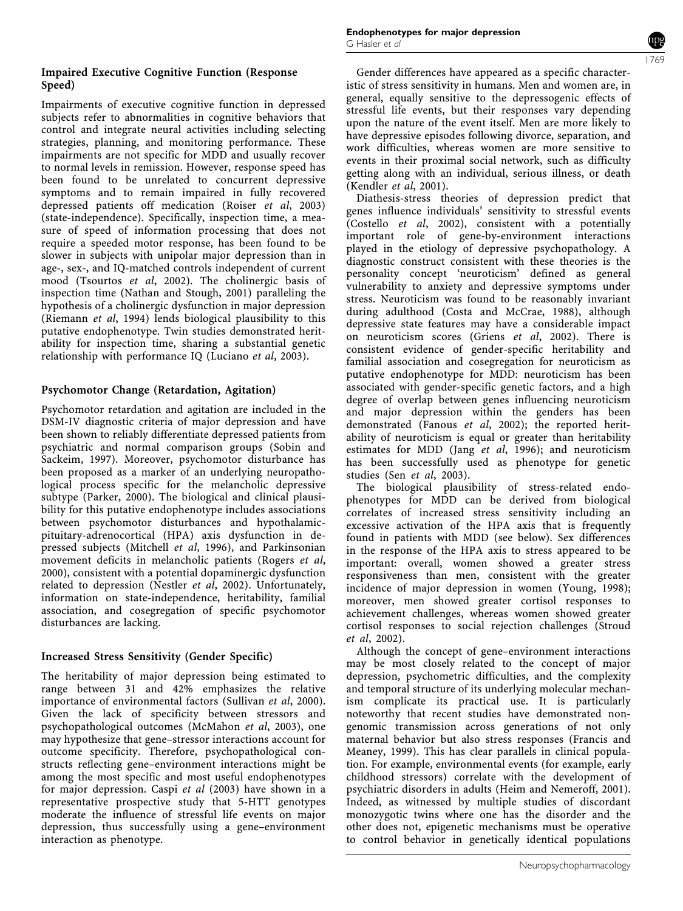### Impaired Executive Cognitive Function (Response Speed)

Impairments of executive cognitive function in depressed subjects refer to abnormalities in cognitive behaviors that control and integrate neural activities including selecting strategies, planning, and monitoring performance. These impairments are not specific for MDD and usually recover to normal levels in remission. However, response speed has been found to be unrelated to concurrent depressive symptoms and to remain impaired in fully recovered depressed patients off medication (Roiser *et al*, 2003) (state-independence). Specifically, inspection time, a measure of speed of information processing that does not require a speeded motor response, has been found to be slower in subjects with unipolar major depression than in age-, sex-, and IQ-matched controls independent of current mood (Tsourtos *et al*, 2002). The cholinergic basis of inspection time (Nathan and Stough, 2001) paralleling the hypothesis of a cholinergic dysfunction in major depression (Riemann *et al*, 1994) lends biological plausibility to this putative endophenotype. Twin studies demonstrated heritability for inspection time, sharing a substantial genetic relationship with performance IQ (Luciano *et al*, 2003).

### Psychomotor Change (Retardation, Agitation)

Psychomotor retardation and agitation are included in the DSM-IV diagnostic criteria of major depression and have been shown to reliably differentiate depressed patients from psychiatric and normal comparison groups (Sobin and Sackeim, 1997). Moreover, psychomotor disturbance has been proposed as a marker of an underlying neuropathological process specific for the melancholic depressive subtype (Parker, 2000). The biological and clinical plausibility for this putative endophenotype includes associations between psychomotor disturbances and hypothalamic-pituitary-adrenocortical (HPA) axis dysfunction in depressed subjects (Mitchell *et al*, 1996), and Parkinsonian movement deficits in melancholic patients (Rogers *et al*, 2000), consistent with a potential dopaminergic dysfunction related to depression (Nestler *et al*, 2002). Unfortunately, information on state-independence, heritability, familial association, and cosegregation of specific psychomotor disturbances are lacking.

### Increased Stress Sensitivity (Gender Specific)

The heritability of major depression being estimated to range between 31 and 42% emphasizes the relative importance of environmental factors (Sullivan *et al*, 2000). Given the lack of specificity between stressors and psychopathological outcomes (McMahon *et al*, 2003), one may hypothesize that gene–stressor interactions account for outcome specificity. Therefore, psychopathological constructs reflecting gene–environment interactions might be among the most specific and most useful endophenotypes for major depression. Caspi *et al* (2003) have shown in a representative prospective study that 5-HTT genotypes moderate the influence of stressful life events on major depression, thus successfully using a gene–environment interaction as phenotype.

Gender differences have appeared as a specific characteristic of stress sensitivity in humans. Men and women are, in general, equally sensitive to the depressogenic effects of stressful life events, but their responses vary depending upon the nature of the event itself. Men are more likely to have depressive episodes following divorce, separation, and work difficulties, whereas women are more sensitive to events in their proximal social network, such as difficulty getting along with an individual, serious illness, or death (Kendler *et al*, 2001).

Diathesis-stress theories of depression predict that genes influence individuals' sensitivity to stressful events (Costello *et al*, 2002), consistent with a potentially important role of gene-by-environment interactions played in the etiology of depressive psychopathology. A diagnostic construct consistent with these theories is the personality concept 'neuroticism' defined as general vulnerability to anxiety and depressive symptoms under stress. Neuroticism was found to be reasonably invariant during adulthood (Costa and McCrae, 1988), although depressive state features may have a considerable impact on neuroticism scores (Griens *et al*, 2002). There is consistent evidence of gender-specific heritability and familial association and cosegregation for neuroticism as putative endophenotype for MDD: neuroticism has been associated with gender-specific genetic factors, and a high degree of overlap between genes influencing neuroticism and major depression within the genders has been demonstrated (Fanous *et al*, 2002); the reported heritability of neuroticism is equal or greater than heritability estimates for MDD (Jang *et al*, 1996); and neuroticism has been successfully used as phenotype for genetic studies (Sen *et al*, 2003).

The biological plausibility of stress-related endophenotypes for MDD can be derived from biological correlates of increased stress sensitivity including an excessive activation of the HPA axis that is frequently found in patients with MDD (see below). Sex differences in the response of the HPA axis to stress appeared to be important: overall, women showed a greater stress responsiveness than men, consistent with the greater incidence of major depression in women (Young, 1998); moreover, men showed greater cortisol responses to achievement challenges, whereas women showed greater cortisol responses to social rejection challenges (Stroud *et al*, 2002).

Although the concept of gene–environment interactions may be most closely related to the concept of major depression, psychometric difficulties, and the complexity and temporal structure of its underlying molecular mechanism complicate its practical use. It is particularly noteworthy that recent studies have demonstrated non-genomic transmission across generations of not only maternal behavior but also stress responses (Francis and Meaney, 1999). This has clear parallels in clinical population. For example, environmental events (for example, early childhood stressors) correlate with the development of psychiatric disorders in adults (Heim and Nemeroff, 2001). Indeed, as witnessed by multiple studies of discordant monozygotic twins where one has the disorder and the other does not, epigenetic mechanisms must be operative to control behavior in genetically identical populations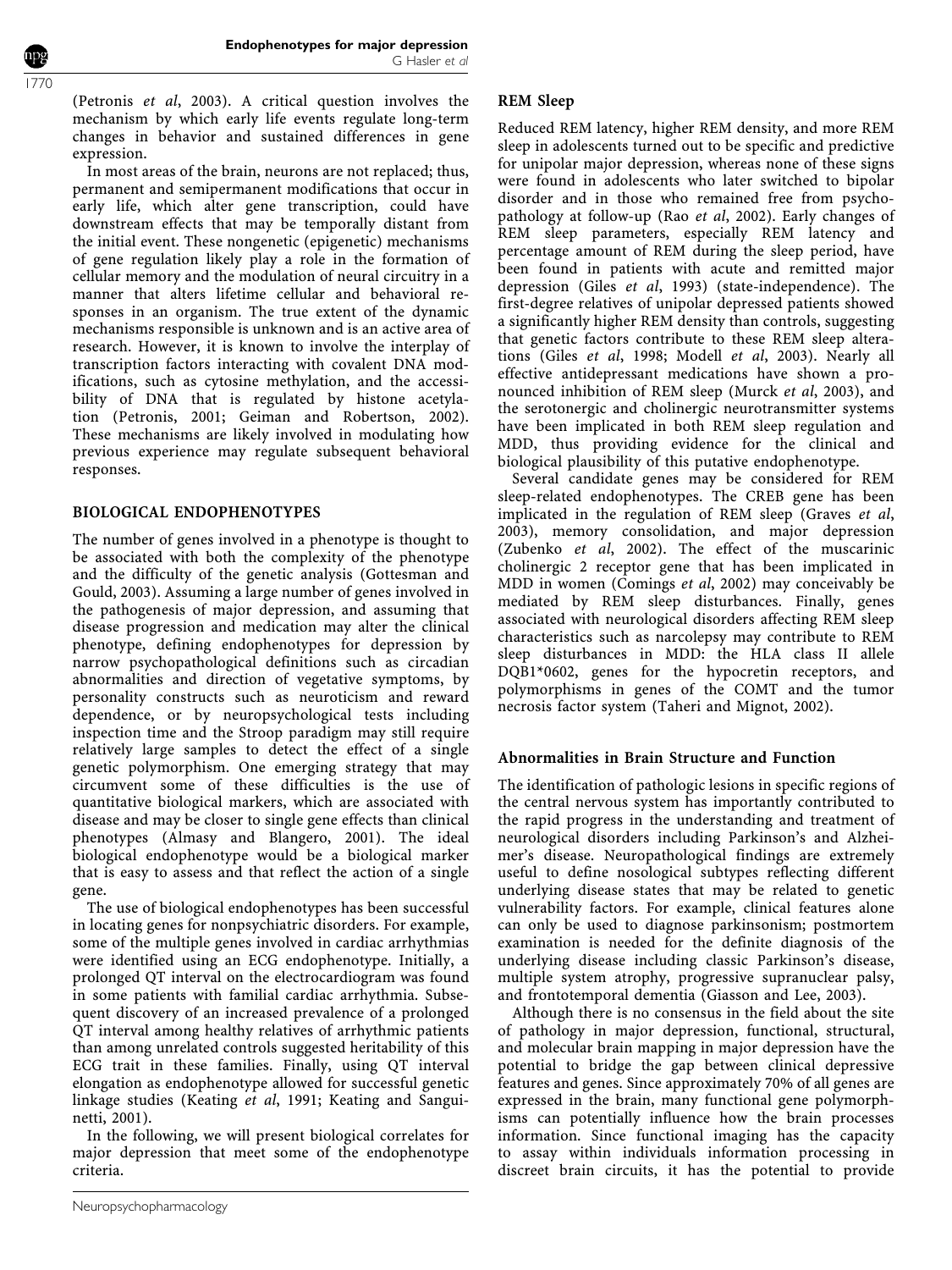(Petronis *et al*, 2003). A critical question involves the mechanism by which early life events regulate long-term changes in behavior and sustained differences in gene expression.

In most areas of the brain, neurons are not replaced; thus, permanent and semipermanent modifications that occur in early life, which alter gene transcription, could have downstream effects that may be temporally distant from the initial event. These nongenetic (epigenetic) mechanisms of gene regulation likely play a role in the formation of cellular memory and the modulation of neural circuitry in a manner that alters lifetime cellular and behavioral responses in an organism. The true extent of the dynamic mechanisms responsible is unknown and is an active area of research. However, it is known to involve the interplay of transcription factors interacting with covalent DNA modifications, such as cytosine methylation, and the accessibility of DNA that is regulated by histone acetylation (Petronis, 2001; Geiman and Robertson, 2002). These mechanisms are likely involved in modulating how previous experience may regulate subsequent behavioral responses.

## BIOLOGICAL ENDOPHENOTYPES

The number of genes involved in a phenotype is thought to be associated with both the complexity of the phenotype and the difficulty of the genetic analysis (Gottesman and Gould, 2003). Assuming a large number of genes involved in the pathogenesis of major depression, and assuming that disease progression and medication may alter the clinical phenotype, defining endophenotypes for depression by narrow psychopathological definitions such as circadian abnormalities and direction of vegetative symptoms, by personality constructs such as neuroticism and reward dependence, or by neuropsychological tests including inspection time and the Stroop paradigm may still require relatively large samples to detect the effect of a single genetic polymorphism. One emerging strategy that may circumvent some of these difficulties is the use of quantitative biological markers, which are associated with disease and may be closer to single gene effects than clinical phenotypes (Almasy and Blangero, 2001). The ideal biological endophenotype would be a biological marker that is easy to assess and that reflect the action of a single gene.

The use of biological endophenotypes has been successful in locating genes for nonpsychiatric disorders. For example, some of the multiple genes involved in cardiac arrhythmias were identified using an ECG endophenotype. Initially, a prolonged QT interval on the electrocardiogram was found in some patients with familial cardiac arrhythmia. Subsequent discovery of an increased prevalence of a prolonged QT interval among healthy relatives of arrhythmic patients than among unrelated controls suggested heritability of this ECG trait in these families. Finally, using QT interval elongation as endophenotype allowed for successful genetic linkage studies (Keating *et al*, 1991; Keating and Sanguinetti, 2001).

In the following, we will present biological correlates for major depression that meet some of the endophenotype criteria.

### REM Sleep

Reduced REM latency, higher REM density, and more REM sleep in adolescents turned out to be specific and predictive for unipolar major depression, whereas none of these signs were found in adolescents who later switched to bipolar disorder and in those who remained free from psychopathology at follow-up (Rao *et al*, 2002). Early changes of REM sleep parameters, especially REM latency and percentage amount of REM during the sleep period, have been found in patients with acute and remitted major depression (Giles *et al*, 1993) (state-independence). The first-degree relatives of unipolar depressed patients showed a significantly higher REM density than controls, suggesting that genetic factors contribute to these REM sleep alterations (Giles *et al*, 1998; Modell *et al*, 2003). Nearly all effective antidepressant medications have shown a pronounced inhibition of REM sleep (Murck *et al*, 2003), and the serotonergic and cholinergic neurotransmitter systems have been implicated in both REM sleep regulation and MDD, thus providing evidence for the clinical and biological plausibility of this putative endophenotype.

Several candidate genes may be considered for REM sleep-related endophenotypes. The CREB gene has been implicated in the regulation of REM sleep (Graves *et al*, 2003), memory consolidation, and major depression (Zubenko *et al*, 2002). The effect of the muscarinic cholinergic 2 receptor gene that has been implicated in MDD in women (Comings *et al*, 2002) may conceivably be mediated by REM sleep disturbances. Finally, genes associated with neurological disorders affecting REM sleep characteristics such as narcolepsy may contribute to REM sleep disturbances in MDD: the HLA class II allele DQB1*0602, genes for the hypocretin receptors, and polymorphisms in genes of the COMT and the tumor necrosis factor system (Taheri and Mignot, 2002).

### Abnormalities in Brain Structure and Function

The identification of pathologic lesions in specific regions of the central nervous system has importantly contributed to the rapid progress in the understanding and treatment of neurological disorders including Parkinson's and Alzheimer's disease. Neuropathological findings are extremely useful to define nosological subtypes reflecting different underlying disease states that may be related to genetic vulnerability factors. For example, clinical features alone can only be used to diagnose parkinsonism; postmortem examination is needed for the definite diagnosis of the underlying disease including classic Parkinson's disease, multiple system atrophy, progressive supranuclear palsy, and frontotemporal dementia (Giasson and Lee, 2003).

Although there is no consensus in the field about the site of pathology in major depression, functional, structural, and molecular brain mapping in major depression have the potential to bridge the gap between clinical depressive features and genes. Since approximately 70% of all genes are expressed in the brain, many functional gene polymorphisms can potentially influence how the brain processes information. Since functional imaging has the capacity to assay within individuals information processing in discreet brain circuits, it has the potential to provide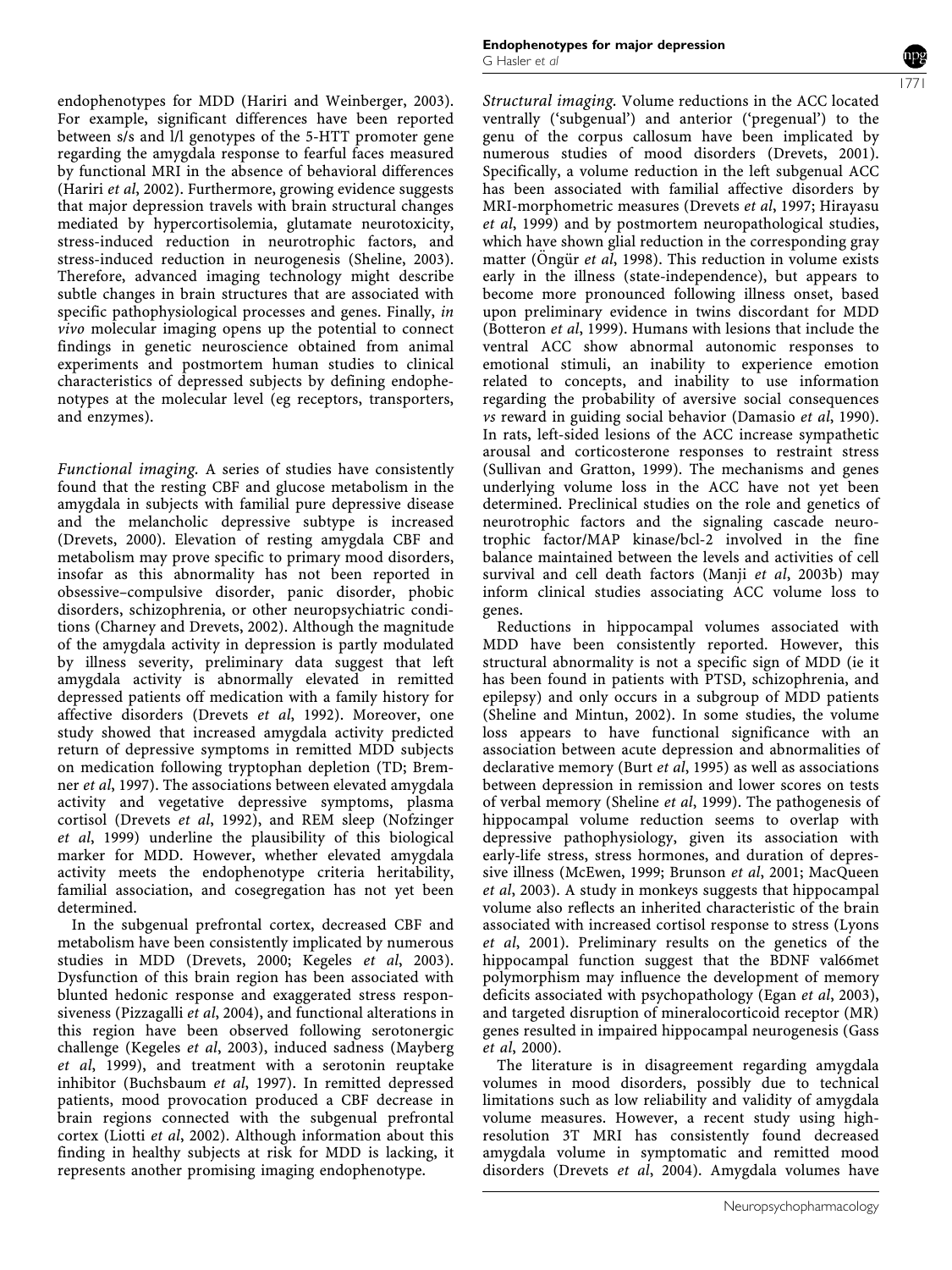endophenotypes for MDD (Hariri and Weinberger, 2003). For example, significant differences have been reported between s/s and l/l genotypes of the 5-HTT promoter gene regarding the amygdala response to fearful faces measured by functional MRI in the absence of behavioral differences (Hariri *et al*, 2002). Furthermore, growing evidence suggests that major depression travels with brain structural changes mediated by hypercortisolemia, glutamate neurotoxicity, stress-induced reduction in neurotrophic factors, and stress-induced reduction in neurogenesis (Sheline, 2003). Therefore, advanced imaging technology might describe subtle changes in brain structures that are associated with specific pathophysiological processes and genes. Finally, *in vivo* molecular imaging opens up the potential to connect findings in genetic neuroscience obtained from animal experiments and postmortem human studies to clinical characteristics of depressed subjects by defining endophenotypes at the molecular level (eg receptors, transporters, and enzymes).

*Functional imaging.* A series of studies have consistently found that the resting CBF and glucose metabolism in the amygdala in subjects with familial pure depressive disease and the melancholic depressive subtype is increased (Drevets, 2000). Elevation of resting amygdala CBF and metabolism may prove specific to primary mood disorders, insofar as this abnormality has not been reported in obsessive–compulsive disorder, panic disorder, phobic disorders, schizophrenia, or other neuropsychiatric conditions (Charney and Drevets, 2002). Although the magnitude of the amygdala activity in depression is partly modulated by illness severity, preliminary data suggest that left amygdala activity is abnormally elevated in remitted depressed patients off medication with a family history for affective disorders (Drevets *et al*, 1992). Moreover, one study showed that increased amygdala activity predicted return of depressive symptoms in remitted MDD subjects on medication following tryptophan depletion (TD; Bremner *et al*, 1997). The associations between elevated amygdala activity and vegetative depressive symptoms, plasma cortisol (Drevets *et al*, 1992), and REM sleep (Nofzinger *et al*, 1999) underline the plausibility of this biological marker for MDD. However, whether elevated amygdala activity meets the endophenotype criteria heritability, familial association, and cosegregation has not yet been determined.

In the subgenual prefrontal cortex, decreased CBF and metabolism have been consistently implicated by numerous studies in MDD (Drevets, 2000; Kegeles *et al*, 2003). Dysfunction of this brain region has been associated with blunted hedonic response and exaggerated stress responsiveness (Pizzagalli *et al*, 2004), and functional alterations in this region have been observed following serotonergic challenge (Kegeles *et al*, 2003), induced sadness (Mayberg *et al*, 1999), and treatment with a serotonin reuptake inhibitor (Buchsbaum *et al*, 1997). In remitted depressed patients, mood provocation produced a CBF decrease in brain regions connected with the subgenual prefrontal cortex (Liotti *et al*, 2002). Although information about this finding in healthy subjects at risk for MDD is lacking, it represents another promising imaging endophenotype.

*Structural imaging.* Volume reductions in the ACC located ventrally ('subgenual') and anterior ('pregenual') to the genu of the corpus callosum have been implicated by numerous studies of mood disorders (Drevets, 2001). Specifically, a volume reduction in the left subgenual ACC has been associated with familial affective disorders by MRI-morphometric measures (Drevets *et al*, 1997; Hirayasu *et al*, 1999) and by postmortem neuropathological studies, which have shown glial reduction in the corresponding gray matter (Öngür *et al*, 1998). This reduction in volume exists early in the illness (state-independence), but appears to become more pronounced following illness onset, based upon preliminary evidence in twins discordant for MDD (Botteron *et al*, 1999). Humans with lesions that include the ventral ACC show abnormal autonomic responses to emotional stimuli, an inability to experience emotion related to concepts, and inability to use information regarding the probability of aversive social consequences *vs* reward in guiding social behavior (Damasio *et al*, 1990). In rats, left-sided lesions of the ACC increase sympathetic arousal and corticosterone responses to restraint stress (Sullivan and Gratton, 1999). The mechanisms and genes underlying volume loss in the ACC have not yet been determined. Preclinical studies on the role and genetics of neurotrophic factors and the signaling cascade neurotrophic factor/MAP kinase/bcl-2 involved in the fine balance maintained between the levels and activities of cell survival and cell death factors (Manji *et al*, 2003b) may inform clinical studies associating ACC volume loss to genes.

Reductions in hippocampal volumes associated with MDD have been consistently reported. However, this structural abnormality is not a specific sign of MDD (ie it has been found in patients with PTSD, schizophrenia, and epilepsy) and only occurs in a subgroup of MDD patients (Sheline and Mintun, 2002). In some studies, the volume loss appears to have functional significance with an association between acute depression and abnormalities of declarative memory (Burt *et al*, 1995) as well as associations between depression in remission and lower scores on tests of verbal memory (Sheline *et al*, 1999). The pathogenesis of hippocampal volume reduction seems to overlap with depressive pathophysiology, given its association with early-life stress, stress hormones, and duration of depressive illness (McEwen, 1999; Brunson *et al*, 2001; MacQueen *et al*, 2003). A study in monkeys suggests that hippocampal volume also reflects an inherited characteristic of the brain associated with increased cortisol response to stress (Lyons *et al*, 2001). Preliminary results on the genetics of the hippocampal function suggest that the BDNF val66met polymorphism may influence the development of memory deficits associated with psychopathology (Egan *et al*, 2003), and targeted disruption of mineralocorticoid receptor (MR) genes resulted in impaired hippocampal neurogenesis (Gass *et al*, 2000).

The literature is in disagreement regarding amygdala volumes in mood disorders, possibly due to technical limitations such as low reliability and validity of amygdala volume measures. However, a recent study using high-resolution 3T MRI has consistently found decreased amygdala volume in symptomatic and remitted mood disorders (Drevets *et al*, 2004). Amygdala volumes have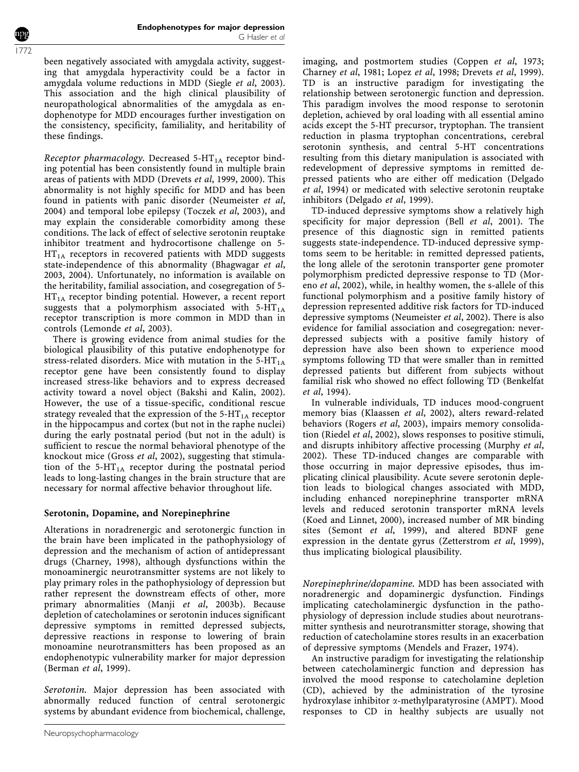been negatively associated with amygdala activity, suggesting that amygdala hyperactivity could be a factor in amygdala volume reductions in MDD (Siegle *et al*, 2003). This association and the high clinical plausibility of neuropathological abnormalities of the amygdala as endophenotype for MDD encourages further investigation on the consistency, specificity, familiality, and heritability of these findings.

*Receptor pharmacology.* Decreased 5-$HT_{1A}$ receptor binding potential has been consistently found in multiple brain areas of patients with MDD (Drevets *et al*, 1999, 2000). This abnormality is not highly specific for MDD and has been found in patients with panic disorder (Neumeister *et al*, 2004) and temporal lobe epilepsy (Toczek *et al*, 2003), and may explain the considerable comorbidity among these conditions. The lack of effect of selective serotonin reuptake inhibitor treatment and hydrocortisone challenge on 5-$HT_{1A}$ receptors in recovered patients with MDD suggests state-independence of this abnormality (Bhagwagar *et al*, 2003, 2004). Unfortunately, no information is available on the heritability, familial association, and cosegregation of 5-$HT_{1A}$ receptor binding potential. However, a recent report suggests that a polymorphism associated with 5-$HT_{1A}$ receptor transcription is more common in MDD than in controls (Lemonde *et al*, 2003).

There is growing evidence from animal studies for the biological plausibility of this putative endophenotype for stress-related disorders. Mice with mutation in the 5-$HT_{1A}$ receptor gene have been consistently found to display increased stress-like behaviors and to express decreased activity toward a novel object (Bakshi and Kalin, 2002). However, the use of a tissue-specific, conditional rescue strategy revealed that the expression of the 5-$HT_{1A}$ receptor in the hippocampus and cortex (but not in the raphe nuclei) during the early postnatal period (but not in the adult) is sufficient to rescue the normal behavioral phenotype of the knockout mice (Gross *et al*, 2002), suggesting that stimulation of the 5-$HT_{1A}$ receptor during the postnatal period leads to long-lasting changes in the brain structure that are necessary for normal affective behavior throughout life.

### Serotonin, Dopamine, and Norepinephrine

Alterations in noradrenergic and serotonergic function in the brain have been implicated in the pathophysiology of depression and the mechanism of action of antidepressant drugs (Charney, 1998), although dysfunctions within the monoaminergic neurotransmitter systems are not likely to play primary roles in the pathophysiology of depression but rather represent the downstream effects of other, more primary abnormalities (Manji *et al*, 2003b). Because depletion of catecholamines or serotonin induces significant depressive symptoms in remitted depressed subjects, depressive reactions in response to lowering of brain monoamine neurotransmitters has been proposed as an endophenotypic vulnerability marker for major depression (Berman *et al*, 1999).

*Serotonin.* Major depression has been associated with abnormally reduced function of central serotonergic systems by abundant evidence from biochemical, challenge, imaging, and postmortem studies (Coppen *et al*, 1973; Charney *et al*, 1981; Lopez *et al*, 1998; Drevets *et al*, 1999). TD is an instructive paradigm for investigating the relationship between serotonergic function and depression. This paradigm involves the mood response to serotonin depletion, achieved by oral loading with all essential amino acids except the 5-HT precursor, tryptophan. The transient reduction in plasma tryptophan concentrations, cerebral serotonin synthesis, and central 5-HT concentrations resulting from this dietary manipulation is associated with redevelopment of depressive symptoms in remitted depressed patients who are either off medication (Delgado *et al*, 1994) or medicated with selective serotonin reuptake inhibitors (Delgado *et al*, 1999).

TD-induced depressive symptoms show a relatively high specificity for major depression (Bell *et al*, 2001). The presence of this diagnostic sign in remitted patients suggests state-independence. TD-induced depressive symptoms seem to be heritable: in remitted depressed patients, the long allele of the serotonin transporter gene promoter polymorphism predicted depressive response to TD (Moreno *et al*, 2002), while, in healthy women, the s-allele of this functional polymorphism and a positive family history of depression represented additive risk factors for TD-induced depressive symptoms (Neumeister *et al*, 2002). There is also evidence for familial association and cosegregation: never-depressed subjects with a positive family history of depression have also been shown to experience mood symptoms following TD that were smaller than in remitted depressed patients but different from subjects without familial risk who showed no effect following TD (Benkelfat *et al*, 1994).

In vulnerable individuals, TD induces mood-congruent memory bias (Klaassen *et al*, 2002), alters reward-related behaviors (Rogers *et al*, 2003), impairs memory consolidation (Riedel *et al*, 2002), slows responses to positive stimuli, and disrupts inhibitory affective processing (Murphy *et al*, 2002). These TD-induced changes are comparable with those occurring in major depressive episodes, thus implicating clinical plausibility. Acute severe serotonin depletion leads to biological changes associated with MDD, including enhanced norepinephrine transporter mRNA levels and reduced serotonin transporter mRNA levels (Koed and Linnet, 2000), increased number of MR binding sites (Semont *et al*, 1999), and altered BDNF gene expression in the dentate gyrus (Zetterstrom *et al*, 1999), thus implicating biological plausibility.

*Norepinephrine/dopamine.* MDD has been associated with noradrenergic and dopaminergic dysfunction. Findings implicating catecholaminergic dysfunction in the pathophysiology of depression include studies about neurotransmitter synthesis and neurotransmitter storage, showing that reduction of catecholamine stores results in an exacerbation of depressive symptoms (Mendels and Frazer, 1974).

An instructive paradigm for investigating the relationship between catecholaminergic function and depression has involved the mood response to catecholamine depletion (CD), achieved by the administration of the tyrosine hydroxylase inhibitor $\alpha$-methylparatyrosine (AMPT). Mood responses to CD in healthy subjects are usually not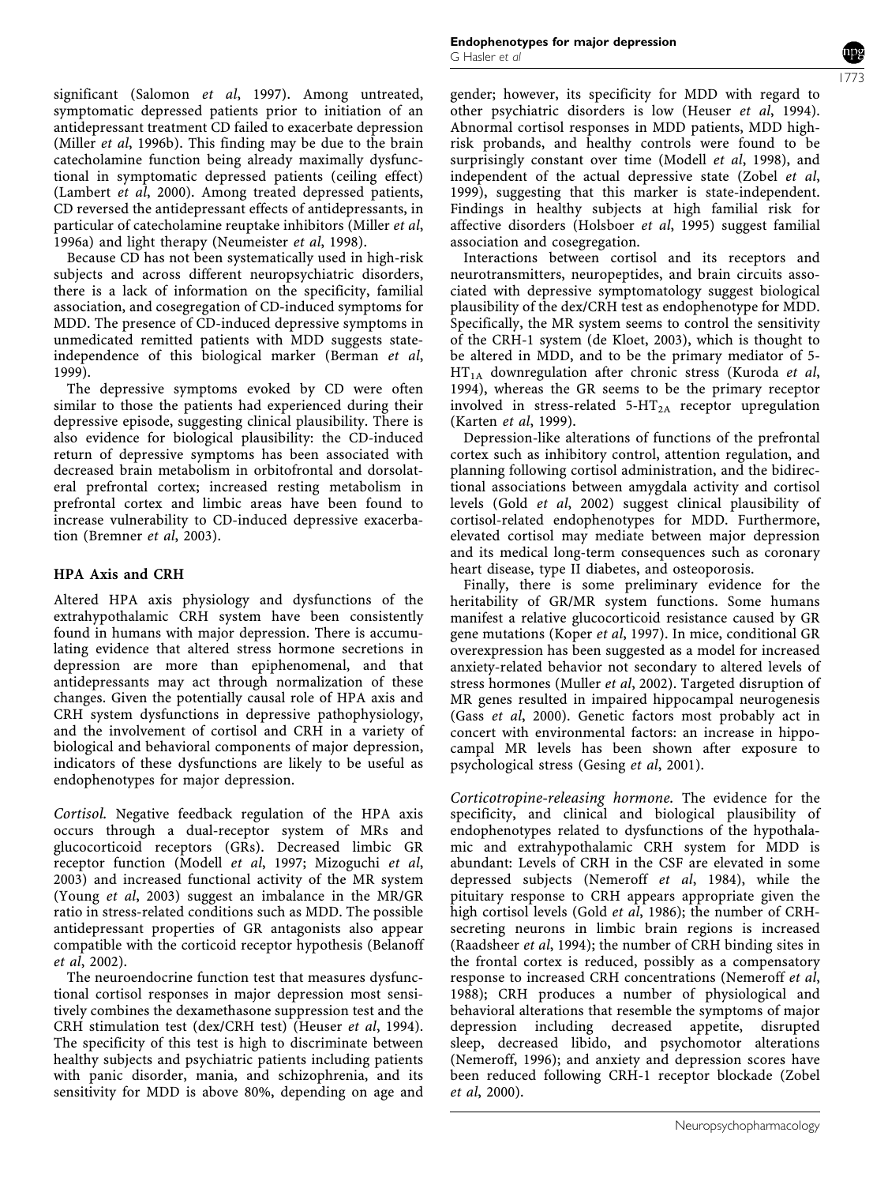significant (Salomon *et al*, 1997). Among untreated, symptomatic depressed patients prior to initiation of an antidepressant treatment CD failed to exacerbate depression (Miller *et al*, 1996b). This finding may be due to the brain catecholamine function being already maximally dysfunctional in symptomatic depressed patients (ceiling effect) (Lambert *et al*, 2000). Among treated depressed patients, CD reversed the antidepressant effects of antidepressants, in particular of catecholamine reuptake inhibitors (Miller *et al*, 1996a) and light therapy (Neumeister *et al*, 1998).

Because CD has not been systematically used in high-risk subjects and across different neuropsychiatric disorders, there is a lack of information on the specificity, familial association, and cosegregation of CD-induced symptoms for MDD. The presence of CD-induced depressive symptoms in unmedicated remitted patients with MDD suggests state-independence of this biological marker (Berman *et al*, 1999).

The depressive symptoms evoked by CD were often similar to those the patients had experienced during their depressive episode, suggesting clinical plausibility. There is also evidence for biological plausibility: the CD-induced return of depressive symptoms has been associated with decreased brain metabolism in orbitofrontal and dorsolateral prefrontal cortex; increased resting metabolism in prefrontal cortex and limbic areas have been found to increase vulnerability to CD-induced depressive exacerbation (Bremner *et al*, 2003).

## HPA Axis and CRH

Altered HPA axis physiology and dysfunctions of the extrahypothalamic CRH system have been consistently found in humans with major depression. There is accumulating evidence that altered stress hormone secretions in depression are more than epiphenomenal, and that antidepressants may act through normalization of these changes. Given the potentially causal role of HPA axis and CRH system dysfunctions in depressive pathophysiology, and the involvement of cortisol and CRH in a variety of biological and behavioral components of major depression, indicators of these dysfunctions are likely to be useful as endophenotypes for major depression.

*Cortisol.* Negative feedback regulation of the HPA axis occurs through a dual-receptor system of MRs and glucocorticoid receptors (GRs). Decreased limbic GR receptor function (Modell *et al*, 1997; Mizoguchi *et al*, 2003) and increased functional activity of the MR system (Young *et al*, 2003) suggest an imbalance in the MR/GR ratio in stress-related conditions such as MDD. The possible antidepressant properties of GR antagonists also appear compatible with the corticoid receptor hypothesis (Belanoff *et al*, 2002).

The neuroendocrine function test that measures dysfunctional cortisol responses in major depression most sensitively combines the dexamethasone suppression test and the CRH stimulation test (dex/CRH test) (Heuser *et al*, 1994). The specificity of this test is high to discriminate between healthy subjects and psychiatric patients including patients with panic disorder, mania, and schizophrenia, and its sensitivity for MDD is above 80%, depending on age and gender; however, its specificity for MDD with regard to other psychiatric disorders is low (Heuser *et al*, 1994). Abnormal cortisol responses in MDD patients, MDD high-risk probands, and healthy controls were found to be surprisingly constant over time (Modell *et al*, 1998), and independent of the actual depressive state (Zobel *et al*, 1999), suggesting that this marker is state-independent. Findings in healthy subjects at high familial risk for affective disorders (Holsboer *et al*, 1995) suggest familial association and cosegregation.

Interactions between cortisol and its receptors and neurotransmitters, neuropeptides, and brain circuits associated with depressive symptomatology suggest biological plausibility of the dex/CRH test as endophenotype for MDD. Specifically, the MR system seems to control the sensitivity of the CRH-1 system (de Kloet, 2003), which is thought to be altered in MDD, and to be the primary mediator of 5-$HT_{1A}$ downregulation after chronic stress (Kuroda *et al*, 1994), whereas the GR seems to be the primary receptor involved in stress-related 5-$HT_{2A}$ receptor upregulation (Karten *et al*, 1999).

Depression-like alterations of functions of the prefrontal cortex such as inhibitory control, attention regulation, and planning following cortisol administration, and the bidirectional associations between amygdala activity and cortisol levels (Gold *et al*, 2002) suggest clinical plausibility of cortisol-related endophenotypes for MDD. Furthermore, elevated cortisol may mediate between major depression and its medical long-term consequences such as coronary heart disease, type II diabetes, and osteoporosis.

Finally, there is some preliminary evidence for the heritability of GR/MR system functions. Some humans manifest a relative glucocorticoid resistance caused by GR gene mutations (Koper *et al*, 1997). In mice, conditional GR overexpression has been suggested as a model for increased anxiety-related behavior not secondary to altered levels of stress hormones (Muller *et al*, 2002). Targeted disruption of MR genes resulted in impaired hippocampal neurogenesis (Gass *et al*, 2000). Genetic factors most probably act in concert with environmental factors: an increase in hippocampal MR levels has been shown after exposure to psychological stress (Gesing *et al*, 2001).

*Corticotropine-releasing hormone.* The evidence for the specificity, and clinical and biological plausibility of endophenotypes related to dysfunctions of the hypothalamic and extrahypothalamic CRH system for MDD is abundant: Levels of CRH in the CSF are elevated in some depressed subjects (Nemeroff *et al*, 1984), while the pituitary response to CRH appears appropriate given the high cortisol levels (Gold *et al*, 1986); the number of CRH-secreting neurons in limbic brain regions is increased (Raadsheer *et al*, 1994); the number of CRH binding sites in the frontal cortex is reduced, possibly as a compensatory response to increased CRH concentrations (Nemeroff *et al*, 1988); CRH produces a number of physiological and behavioral alterations that resemble the symptoms of major depression including decreased appetite, disrupted sleep, decreased libido, and psychomotor alterations (Nemeroff, 1996); and anxiety and depression scores have been reduced following CRH-1 receptor blockade (Zobel *et al*, 2000).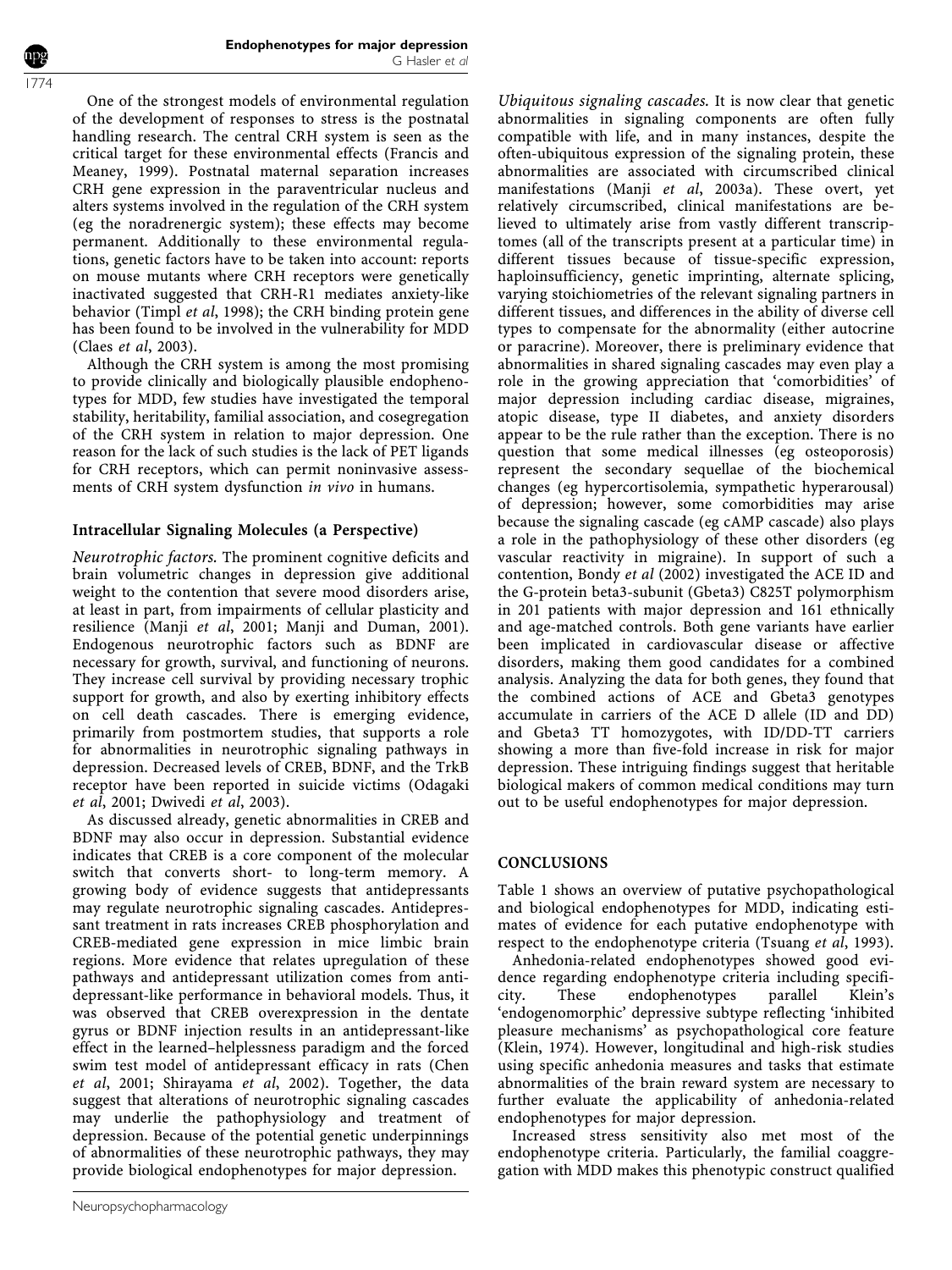One of the strongest models of environmental regulation of the development of responses to stress is the postnatal handling research. The central CRH system is seen as the critical target for these environmental effects (Francis and Meaney, 1999). Postnatal maternal separation increases CRH gene expression in the paraventricular nucleus and alters systems involved in the regulation of the CRH system (eg the noradrenergic system); these effects may become permanent. Additionally to these environmental regulations, genetic factors have to be taken into account: reports on mouse mutants where CRH receptors were genetically inactivated suggested that CRH-R1 mediates anxiety-like behavior (Timpl *et al*, 1998); the CRH binding protein gene has been found to be involved in the vulnerability for MDD (Claes *et al*, 2003).

Although the CRH system is among the most promising to provide clinically and biologically plausible endophenotypes for MDD, few studies have investigated the temporal stability, heritability, familial association, and cosegregation of the CRH system in relation to major depression. One reason for the lack of such studies is the lack of PET ligands for CRH receptors, which can permit noninvasive assessments of CRH system dysfunction *in vivo* in humans.

### Intracellular Signaling Molecules (a Perspective)

*Neurotrophic factors.* The prominent cognitive deficits and brain volumetric changes in depression give additional weight to the contention that severe mood disorders arise, at least in part, from impairments of cellular plasticity and resilience (Manji *et al*, 2001; Manji and Duman, 2001). Endogenous neurotrophic factors such as BDNF are necessary for growth, survival, and functioning of neurons. They increase cell survival by providing necessary trophic support for growth, and also by exerting inhibitory effects on cell death cascades. There is emerging evidence, primarily from postmortem studies, that supports a role for abnormalities in neurotrophic signaling pathways in depression. Decreased levels of CREB, BDNF, and the TrkB receptor have been reported in suicide victims (Odagaki *et al*, 2001; Dwivedi *et al*, 2003).

As discussed already, genetic abnormalities in CREB and BDNF may also occur in depression. Substantial evidence indicates that CREB is a core component of the molecular switch that converts short- to long-term memory. A growing body of evidence suggests that antidepressants may regulate neurotrophic signaling cascades. Antidepressant treatment in rats increases CREB phosphorylation and CREB-mediated gene expression in mice limbic brain regions. More evidence that relates upregulation of these pathways and antidepressant utilization comes from antidepressant-like performance in behavioral models. Thus, it was observed that CREB overexpression in the dentate gyrus or BDNF injection results in an antidepressant-like effect in the learned–helplessness paradigm and the forced swim test model of antidepressant efficacy in rats (Chen *et al*, 2001; Shirayama *et al*, 2002). Together, the data suggest that alterations of neurotrophic signaling cascades may underlie the pathophysiology and treatment of depression. Because of the potential genetic underpinnings of abnormalities of these neurotrophic pathways, they may provide biological endophenotypes for major depression.

*Ubiquitous signaling cascades.* It is now clear that genetic abnormalities in signaling components are often fully compatible with life, and in many instances, despite the often-ubiquitous expression of the signaling protein, these abnormalities are associated with circumscribed clinical manifestations (Manji *et al*, 2003a). These overt, yet relatively circumscribed, clinical manifestations are believed to ultimately arise from vastly different transcriptomes (all of the transcripts present at a particular time) in different tissues because of tissue-specific expression, haploinsufficiency, genetic imprinting, alternate splicing, varying stoichiometries of the relevant signaling partners in different tissues, and differences in the ability of diverse cell types to compensate for the abnormality (either autocrine or paracrine). Moreover, there is preliminary evidence that abnormalities in shared signaling cascades may even play a role in the growing appreciation that 'comorbidities' of major depression including cardiac disease, migraines, atopic disease, type II diabetes, and anxiety disorders appear to be the rule rather than the exception. There is no question that some medical illnesses (eg osteoporosis) represent the secondary sequellae of the biochemical changes (eg hypercortisolemia, sympathetic hyperarousal) of depression; however, some comorbidities may arise because the signaling cascade (eg cAMP cascade) also plays a role in the pathophysiology of these other disorders (eg vascular reactivity in migraine). In support of such a contention, Bondy *et al* (2002) investigated the ACE ID and the G-protein beta3-subunit (Gbeta3) C825T polymorphism in 201 patients with major depression and 161 ethnically and age-matched controls. Both gene variants have earlier been implicated in cardiovascular disease or affective disorders, making them good candidates for a combined analysis. Analyzing the data for both genes, they found that the combined actions of ACE and Gbeta3 genotypes accumulate in carriers of the ACE D allele (ID and DD) and Gbeta3 TT homozygotes, with ID/DD-TT carriers showing a more than five-fold increase in risk for major depression. These intriguing findings suggest that heritable biological makers of common medical conditions may turn out to be useful endophenotypes for major depression.

## CONCLUSIONS

Table 1 shows an overview of putative psychopathological and biological endophenotypes for MDD, indicating estimates of evidence for each putative endophenotype with respect to the endophenotype criteria (Tsuang *et al*, 1993).

Anhedonia-related endophenotypes showed good evidence regarding endophenotype criteria including specificity. These endophenotypes parallel Klein's 'endogenomorphic' depressive subtype reflecting 'inhibited pleasure mechanisms' as psychopathological core feature (Klein, 1974). However, longitudinal and high-risk studies using specific anhedonia measures and tasks that estimate abnormalities of the brain reward system are necessary to further evaluate the applicability of anhedonia-related endophenotypes for major depression.

Increased stress sensitivity also met most of the endophenotype criteria. Particularly, the familial coaggregation with MDD makes this phenotypic construct qualified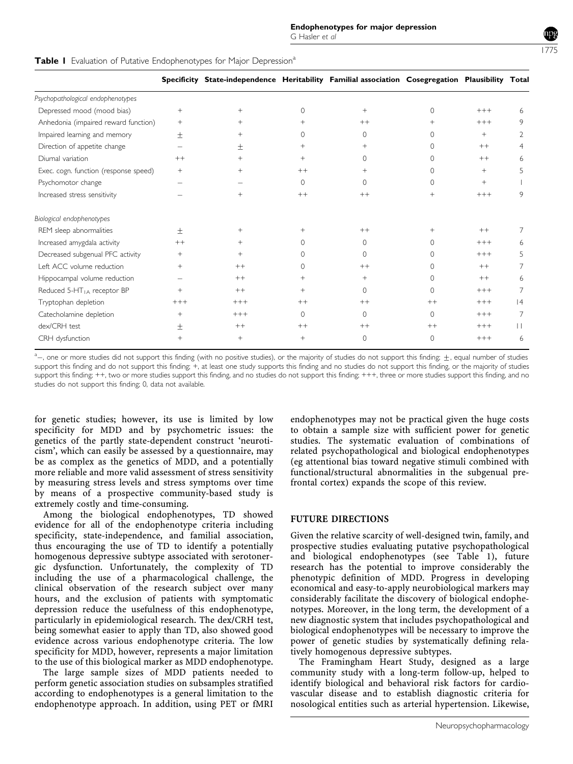**Table 1** Evaluation of Putative Endophenotypes for Major Depression[a]

| | Specificity | State-independence | Heritability | Familial association | Cosegregation | Plausibility | Total |
|---|---|---|---|---|---|---|---|
| *Psychopathological endophenotypes* | | | | | | | |
| Depressed mood (mood bias) | + | + | 0 | + | 0 | +++ | 6 |
| Anhedonia (impaired reward function) | + | + | + | ++ | + | +++ | 9 |
| Impaired learning and memory | ± | + | 0 | 0 | 0 | + | 2 |
| Direction of appetite change | − | ± | + | + | 0 | ++ | 4 |
| Diurnal variation | ++ | + | + | 0 | 0 | ++ | 6 |
| Exec. cogn. function (response speed) | + | + | ++ | + | 0 | + | 5 |
| Psychomotor change | − | − | 0 | 0 | 0 | + | 1 |
| Increased stress sensitivity | − | + | ++ | ++ | + | +++ | 9 |
| *Biological endophenotypes* | | | | | | | |
| REM sleep abnormalities | ± | + | + | ++ | + | ++ | 7 |
| Increased amygdala activity | ++ | + | 0 | 0 | 0 | +++ | 6 |
| Decreased subgenual PFC activity | + | + | 0 | 0 | 0 | +++ | 5 |
| Left ACC volume reduction | + | ++ | 0 | ++ | 0 | ++ | 7 |
| Hippocampal volume reduction | − | ++ | + | + | 0 | ++ | 6 |
| Reduced 5-$HT_{1A}$ receptor BP | + | ++ | + | 0 | 0 | +++ | 7 |
| Tryptophan depletion | +++ | +++ | ++ | ++ | ++ | +++ | 14 |
| Catecholamine depletion | + | +++ | 0 | 0 | 0 | +++ | 7 |
| dex/CRH test | ± | ++ | ++ | ++ | ++ | +++ | 11 |
| CRH dysfunction | + | + | + | 0 | 0 | +++ | 6 |

[a]−, one or more studies did not support this finding (with no positive studies), or the majority of studies do not support this finding; ±, equal number of studies support this finding and do not support this finding; +, at least one study supports this finding and no studies do not support this finding, or the majority of studies support this finding; ++, two or more studies support this finding, and no studies do not support this finding; +++, three or more studies support this finding, and no studies do not support this finding; 0, data not available.

for genetic studies; however, its use is limited by low specificity for MDD and by psychometric issues: the genetics of the partly state-dependent construct 'neuroticism', which can easily be assessed by a questionnaire, may be as complex as the genetics of MDD, and a potentially more reliable and more valid assessment of stress sensitivity by measuring stress levels and stress symptoms over time by means of a prospective community-based study is extremely costly and time-consuming.

Among the biological endophenotypes, TD showed evidence for all of the endophenotype criteria including specificity, state-independence, and familial association, thus encouraging the use of TD to identify a potentially homogenous depressive subtype associated with serotonergic dysfunction. Unfortunately, the complexity of TD including the use of a pharmacological challenge, the clinical observation of the research subject over many hours, and the exclusion of patients with symptomatic depression reduce the usefulness of this endophenotype, particularly in epidemiological research. The dex/CRH test, being somewhat easier to apply than TD, also showed good evidence across various endophenotype criteria. The low specificity for MDD, however, represents a major limitation to the use of this biological marker as MDD endophenotype.

The large sample sizes of MDD patients needed to perform genetic association studies on subsamples stratified according to endophenotypes is a general limitation to the endophenotype approach. In addition, using PET or fMRI endophenotypes may not be practical given the huge costs to obtain a sample size with sufficient power for genetic studies. The systematic evaluation of combinations of related psychopathological and biological endophenotypes (eg attentional bias toward negative stimuli combined with functional/structural abnormalities in the subgenual prefrontal cortex) expands the scope of this review.

## FUTURE DIRECTIONS

Given the relative scarcity of well-designed twin, family, and prospective studies evaluating putative psychopathological and biological endophenotypes (see Table 1), future research has the potential to improve considerably the phenotypic definition of MDD. Progress in developing economical and easy-to-apply neurobiological markers may considerably facilitate the discovery of biological endophenotypes. Moreover, in the long term, the development of a new diagnostic system that includes psychopathological and biological endophenotypes will be necessary to improve the power of genetic studies by systematically defining relatively homogenous depressive subtypes.

The Framingham Heart Study, designed as a large community study with a long-term follow-up, helped to identify biological and behavioral risk factors for cardiovascular disease and to establish diagnostic criteria for nosological entities such as arterial hypertension. Likewise,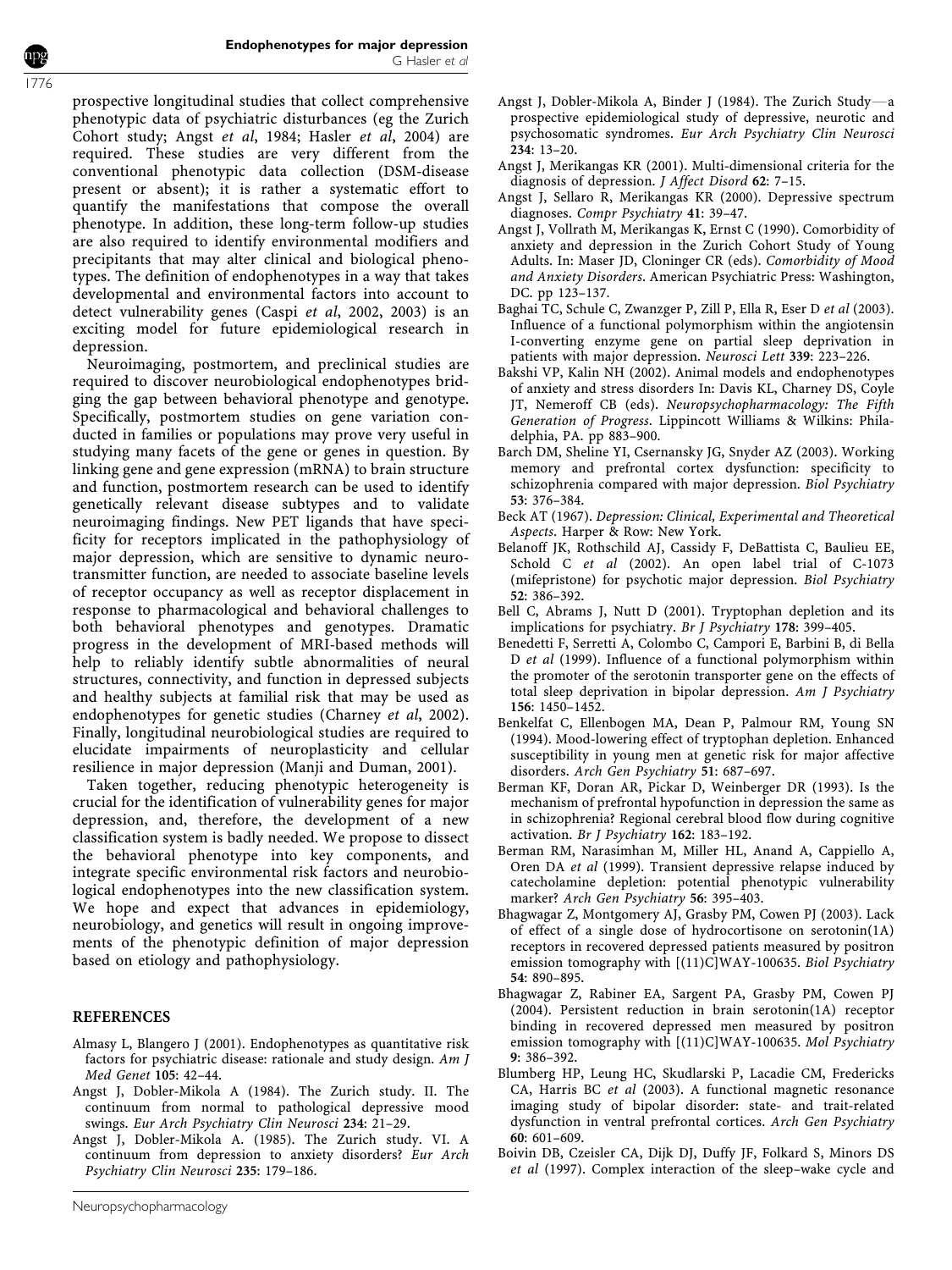prospective longitudinal studies that collect comprehensive phenotypic data of psychiatric disturbances (eg the Zurich Cohort study; Angst *et al*, 1984; Hasler *et al*, 2004) are required. These studies are very different from the conventional phenotypic data collection (DSM-disease present or absent); it is rather a systematic effort to quantify the manifestations that compose the overall phenotype. In addition, these long-term follow-up studies are also required to identify environmental modifiers and precipitants that may alter clinical and biological phenotypes. The definition of endophenotypes in a way that takes developmental and environmental factors into account to detect vulnerability genes (Caspi *et al*, 2002, 2003) is an exciting model for future epidemiological research in depression.

Neuroimaging, postmortem, and preclinical studies are required to discover neurobiological endophenotypes bridging the gap between behavioral phenotype and genotype. Specifically, postmortem studies on gene variation conducted in families or populations may prove very useful in studying many facets of the gene or genes in question. By linking gene and gene expression (mRNA) to brain structure and function, postmortem research can be used to identify genetically relevant disease subtypes and to validate neuroimaging findings. New PET ligands that have specificity for receptors implicated in the pathophysiology of major depression, which are sensitive to dynamic neurotransmitter function, are needed to associate baseline levels of receptor occupancy as well as receptor displacement in response to pharmacological and behavioral challenges to both behavioral phenotypes and genotypes. Dramatic progress in the development of MRI-based methods will help to reliably identify subtle abnormalities of neural structures, connectivity, and function in depressed subjects and healthy subjects at familial risk that may be used as endophenotypes for genetic studies (Charney *et al*, 2002). Finally, longitudinal neurobiological studies are required to elucidate impairments of neuroplasticity and cellular resilience in major depression (Manji and Duman, 2001).

Taken together, reducing phenotypic heterogeneity is crucial for the identification of vulnerability genes for major depression, and, therefore, the development of a new classification system is badly needed. We propose to dissect the behavioral phenotype into key components, and integrate specific environmental risk factors and neurobiological endophenotypes into the new classification system. We hope and expect that advances in epidemiology, neurobiology, and genetics will result in ongoing improvements of the phenotypic definition of major depression based on etiology and pathophysiology.

## REFERENCES

Almasy L, Blangero J (2001). Endophenotypes as quantitative risk factors for psychiatric disease: rationale and study design. *Am J Med Genet* **105**: 42–44.

Angst J, Dobler-Mikola A (1984). The Zurich study. II. The continuum from normal to pathological depressive mood swings. *Eur Arch Psychiatry Clin Neurosci* **234**: 21–29.

Angst J, Dobler-Mikola A. (1985). The Zurich study. VI. A continuum from depression to anxiety disorders? *Eur Arch Psychiatry Clin Neurosci* **235**: 179–186.

Angst J, Dobler-Mikola A, Binder J (1984). The Zurich Study—a prospective epidemiological study of depressive, neurotic and psychosomatic syndromes. *Eur Arch Psychiatry Clin Neurosci* **234**: 13–20.

Angst J, Merikangas KR (2001). Multi-dimensional criteria for the diagnosis of depression. *J Affect Disord* **62**: 7–15.

Angst J, Sellaro R, Merikangas KR (2000). Depressive spectrum diagnoses. *Compr Psychiatry* **41**: 39–47.

Angst J, Vollrath M, Merikangas K, Ernst C (1990). Comorbidity of anxiety and depression in the Zurich Cohort Study of Young Adults. In: Maser JD, Cloninger CR (eds). *Comorbidity of Mood and Anxiety Disorders*. American Psychiatric Press: Washington, DC. pp 123–137.

Baghai TC, Schule C, Zwanzger P, Zill P, Ella R, Eser D *et al* (2003). Influence of a functional polymorphism within the angiotensin I-converting enzyme gene on partial sleep deprivation in patients with major depression. *Neurosci Lett* **339**: 223–226.

Bakshi VP, Kalin NH (2002). Animal models and endophenotypes of anxiety and stress disorders In: Davis KL, Charney DS, Coyle JT, Nemeroff CB (eds). *Neuropsychopharmacology: The Fifth Generation of Progress*. Lippincott Williams & Wilkins: Philadelphia, PA. pp 883–900.

Barch DM, Sheline YI, Csernansky JG, Snyder AZ (2003). Working memory and prefrontal cortex dysfunction: specificity to schizophrenia compared with major depression. *Biol Psychiatry* **53**: 376–384.

Beck AT (1967). *Depression: Clinical, Experimental and Theoretical Aspects*. Harper & Row: New York.

Belanoff JK, Rothschild AJ, Cassidy F, DeBattista C, Baulieu EE, Schold C *et al* (2002). An open label trial of C-1073 (mifepristone) for psychotic major depression. *Biol Psychiatry* **52**: 386–392.

Bell C, Abrams J, Nutt D (2001). Tryptophan depletion and its implications for psychiatry. *Br J Psychiatry* **178**: 399–405.

Benedetti F, Serretti A, Colombo C, Campori E, Barbini B, di Bella D *et al* (1999). Influence of a functional polymorphism within the promoter of the serotonin transporter gene on the effects of total sleep deprivation in bipolar depression. *Am J Psychiatry* **156**: 1450–1452.

Benkelfat C, Ellenbogen MA, Dean P, Palmour RM, Young SN (1994). Mood-lowering effect of tryptophan depletion. Enhanced susceptibility in young men at genetic risk for major affective disorders. *Arch Gen Psychiatry* **51**: 687–697.

Berman KF, Doran AR, Pickar D, Weinberger DR (1993). Is the mechanism of prefrontal hypofunction in depression the same as in schizophrenia? Regional cerebral blood flow during cognitive activation. *Br J Psychiatry* **162**: 183–192.

Berman RM, Narasimhan M, Miller HL, Anand A, Cappiello A, Oren DA *et al* (1999). Transient depressive relapse induced by catecholamine depletion: potential phenotypic vulnerability marker? *Arch Gen Psychiatry* **56**: 395–403.

Bhagwagar Z, Montgomery AJ, Grasby PM, Cowen PJ (2003). Lack of effect of a single dose of hydrocortisone on serotonin(1A) receptors in recovered depressed patients measured by positron emission tomography with [(11)C]WAY-100635. *Biol Psychiatry* **54**: 890–895.

Bhagwagar Z, Rabiner EA, Sargent PA, Grasby PM, Cowen PJ (2004). Persistent reduction in brain serotonin(1A) receptor binding in recovered depressed men measured by positron emission tomography with [(11)C]WAY-100635. *Mol Psychiatry* **9**: 386–392.

Blumberg HP, Leung HC, Skudlarski P, Lacadie CM, Fredericks CA, Harris BC *et al* (2003). A functional magnetic resonance imaging study of bipolar disorder: state- and trait-related dysfunction in ventral prefrontal cortices. *Arch Gen Psychiatry* **60**: 601–609.

Boivin DB, Czeisler CA, Dijk DJ, Duffy JF, Folkard S, Minors DS *et al* (1997). Complex interaction of the sleep–wake cycle and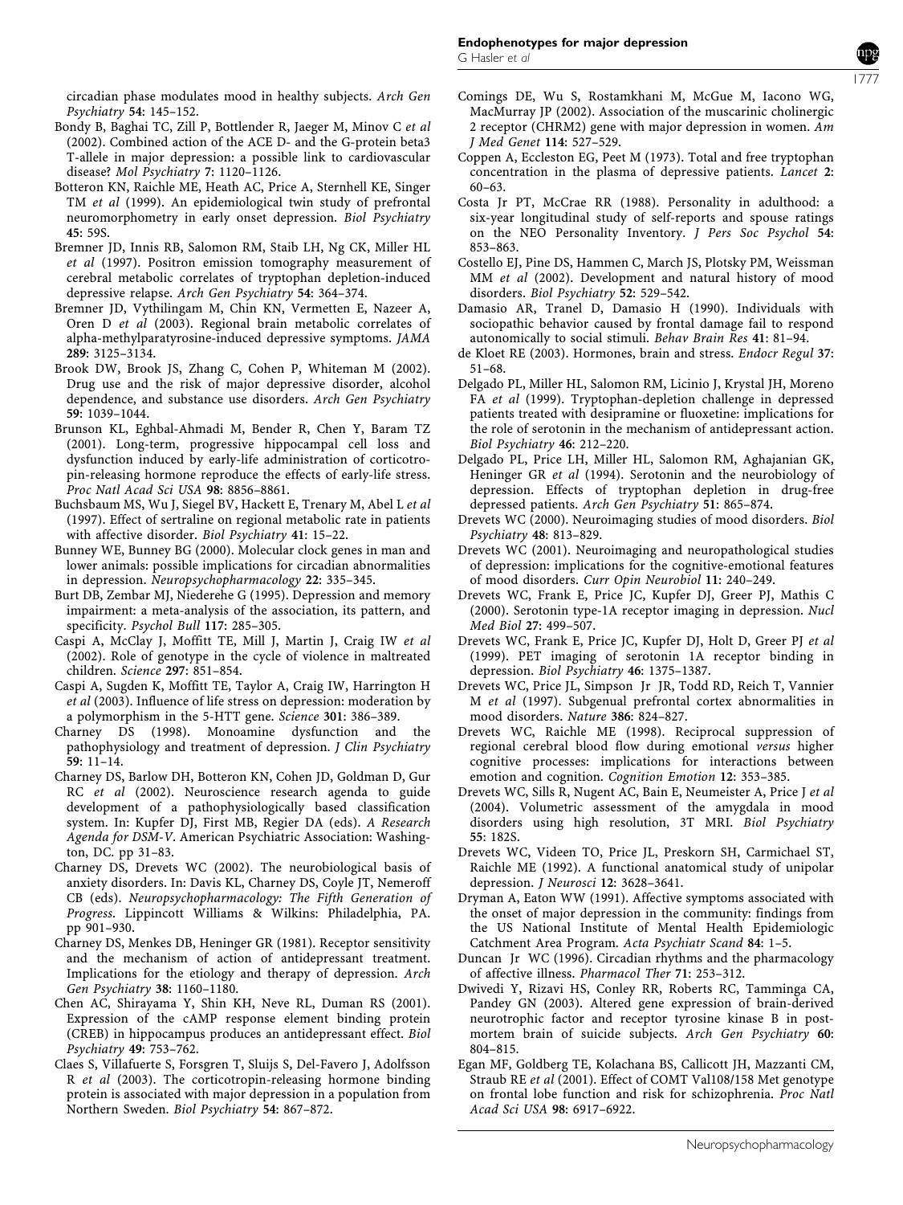circadian phase modulates mood in healthy subjects. *Arch Gen Psychiatry* **54**: 145–152.

Bondy B, Baghai TC, Zill P, Bottlender R, Jaeger M, Minov C *et al* (2002). Combined action of the ACE D- and the G-protein beta3 T-allele in major depression: a possible link to cardiovascular disease? *Mol Psychiatry* **7**: 1120–1126.

Botteron KN, Raichle ME, Heath AC, Price A, Sternhell KE, Singer TM *et al* (1999). An epidemiological twin study of prefrontal neuromorphometry in early onset depression. *Biol Psychiatry* **45**: 59S.

Bremner JD, Innis RB, Salomon RM, Staib LH, Ng CK, Miller HL *et al* (1997). Positron emission tomography measurement of cerebral metabolic correlates of tryptophan depletion-induced depressive relapse. *Arch Gen Psychiatry* **54**: 364–374.

Bremner JD, Vythilingam M, Chin KN, Vermetten E, Nazeer A, Oren D *et al* (2003). Regional brain metabolic correlates of alpha-methylparatyrosine-induced depressive symptoms. *JAMA* **289**: 3125–3134.

Brook DW, Brook JS, Zhang C, Cohen P, Whiteman M (2002). Drug use and the risk of major depressive disorder, alcohol dependence, and substance use disorders. *Arch Gen Psychiatry* **59**: 1039–1044.

Brunson KL, Eghbal-Ahmadi M, Bender R, Chen Y, Baram TZ (2001). Long-term, progressive hippocampal cell loss and dysfunction induced by early-life administration of corticotropin-releasing hormone reproduce the effects of early-life stress. *Proc Natl Acad Sci USA* **98**: 8856–8861.

Buchsbaum MS, Wu J, Siegel BV, Hackett E, Trenary M, Abel L *et al* (1997). Effect of sertraline on regional metabolic rate in patients with affective disorder. *Biol Psychiatry* **41**: 15–22.

Bunney WE, Bunney BG (2000). Molecular clock genes in man and lower animals: possible implications for circadian abnormalities in depression. *Neuropsychopharmacology* **22**: 335–345.

Burt DB, Zembar MJ, Niederehe G (1995). Depression and memory impairment: a meta-analysis of the association, its pattern, and specificity. *Psychol Bull* **117**: 285–305.

Caspi A, McClay J, Moffitt TE, Mill J, Martin J, Craig IW *et al* (2002). Role of genotype in the cycle of violence in maltreated children. *Science* **297**: 851–854.

Caspi A, Sugden K, Moffitt TE, Taylor A, Craig IW, Harrington H *et al* (2003). Influence of life stress on depression: moderation by a polymorphism in the 5-HTT gene. *Science* **301**: 386–389.

Charney DS (1998). Monoamine dysfunction and the pathophysiology and treatment of depression. *J Clin Psychiatry* **59**: 11–14.

Charney DS, Barlow DH, Botteron KN, Cohen JD, Goldman D, Gur RC *et al* (2002). Neuroscience research agenda to guide development of a pathophysiologically based classification system. In: Kupfer DJ, First MB, Regier DA (eds). *A Research Agenda for DSM-V*. American Psychiatric Association: Washington, DC. pp 31–83.

Charney DS, Drevets WC (2002). The neurobiological basis of anxiety disorders. In: Davis KL, Charney DS, Coyle JT, Nemeroff CB (eds). *Neuropsychopharmacology: The Fifth Generation of Progress*. Lippincott Williams & Wilkins: Philadelphia, PA. pp 901–930.

Charney DS, Menkes DB, Heninger GR (1981). Receptor sensitivity and the mechanism of action of antidepressant treatment. Implications for the etiology and therapy of depression. *Arch Gen Psychiatry* **38**: 1160–1180.

Chen AC, Shirayama Y, Shin KH, Neve RL, Duman RS (2001). Expression of the cAMP response element binding protein (CREB) in hippocampus produces an antidepressant effect. *Biol Psychiatry* **49**: 753–762.

Claes S, Villafuerte S, Forsgren T, Sluijs S, Del-Favero J, Adolfsson R *et al* (2003). The corticotropin-releasing hormone binding protein is associated with major depression in a population from Northern Sweden. *Biol Psychiatry* **54**: 867–872.

Comings DE, Wu S, Rostamkhani M, McGue M, Iacono WG, MacMurray JP (2002). Association of the muscarinic cholinergic 2 receptor (CHRM2) gene with major depression in women. *Am J Med Genet* **114**: 527–529.

Coppen A, Eccleston EG, Peet M (1973). Total and free tryptophan concentration in the plasma of depressive patients. *Lancet* **2**: 60–63.

Costa Jr PT, McCrae RR (1988). Personality in adulthood: a six-year longitudinal study of self-reports and spouse ratings on the NEO Personality Inventory. *J Pers Soc Psychol* **54**: 853–863.

Costello EJ, Pine DS, Hammen C, March JS, Plotsky PM, Weissman MM *et al* (2002). Development and natural history of mood disorders. *Biol Psychiatry* **52**: 529–542.

Damasio AR, Tranel D, Damasio H (1990). Individuals with sociopathic behavior caused by frontal damage fail to respond autonomically to social stimuli. *Behav Brain Res* **41**: 81–94.

de Kloet RE (2003). Hormones, brain and stress. *Endocr Regul* **37**: 51–68.

Delgado PL, Miller HL, Salomon RM, Licinio J, Krystal JH, Moreno FA *et al* (1999). Tryptophan-depletion challenge in depressed patients treated with desipramine or fluoxetine: implications for the role of serotonin in the mechanism of antidepressant action. *Biol Psychiatry* **46**: 212–220.

Delgado PL, Price LH, Miller HL, Salomon RM, Aghajanian GK, Heninger GR *et al* (1994). Serotonin and the neurobiology of depression. Effects of tryptophan depletion in drug-free depressed patients. *Arch Gen Psychiatry* **51**: 865–874.

Drevets WC (2000). Neuroimaging studies of mood disorders. *Biol Psychiatry* **48**: 813–829.

Drevets WC (2001). Neuroimaging and neuropathological studies of depression: implications for the cognitive-emotional features of mood disorders. *Curr Opin Neurobiol* **11**: 240–249.

Drevets WC, Frank E, Price JC, Kupfer DJ, Greer PJ, Mathis C (2000). Serotonin type-1A receptor imaging in depression. *Nucl Med Biol* **27**: 499–507.

Drevets WC, Frank E, Price JC, Kupfer DJ, Holt D, Greer PJ *et al* (1999). PET imaging of serotonin 1A receptor binding in depression. *Biol Psychiatry* **46**: 1375–1387.

Drevets WC, Price JL, Simpson Jr JR, Todd RD, Reich T, Vannier M *et al* (1997). Subgenual prefrontal cortex abnormalities in mood disorders. *Nature* **386**: 824–827.

Drevets WC, Raichle ME (1998). Reciprocal suppression of regional cerebral blood flow during emotional *versus* higher cognitive processes: implications for interactions between emotion and cognition. *Cognition Emotion* **12**: 353–385.

Drevets WC, Sills R, Nugent AC, Bain E, Neumeister A, Price J *et al* (2004). Volumetric assessment of the amygdala in mood disorders using high resolution, 3T MRI. *Biol Psychiatry* **55**: 182S.

Drevets WC, Videen TO, Price JL, Preskorn SH, Carmichael ST, Raichle ME (1992). A functional anatomical study of unipolar depression. *J Neurosci* **12**: 3628–3641.

Dryman A, Eaton WW (1991). Affective symptoms associated with the onset of major depression in the community: findings from the US National Institute of Mental Health Epidemiologic Catchment Area Program. *Acta Psychiatr Scand* **84**: 1–5.

Duncan Jr WC (1996). Circadian rhythms and the pharmacology of affective illness. *Pharmacol Ther* **71**: 253–312.

Dwivedi Y, Rizavi HS, Conley RR, Roberts RC, Tamminga CA, Pandey GN (2003). Altered gene expression of brain-derived neurotrophic factor and receptor tyrosine kinase B in postmortem brain of suicide subjects. *Arch Gen Psychiatry* **60**: 804–815.

Egan MF, Goldberg TE, Kolachana BS, Callicott JH, Mazzanti CM, Straub RE *et al* (2001). Effect of COMT Val108/158 Met genotype on frontal lobe function and risk for schizophrenia. *Proc Natl Acad Sci USA* **98**: 6917–6922.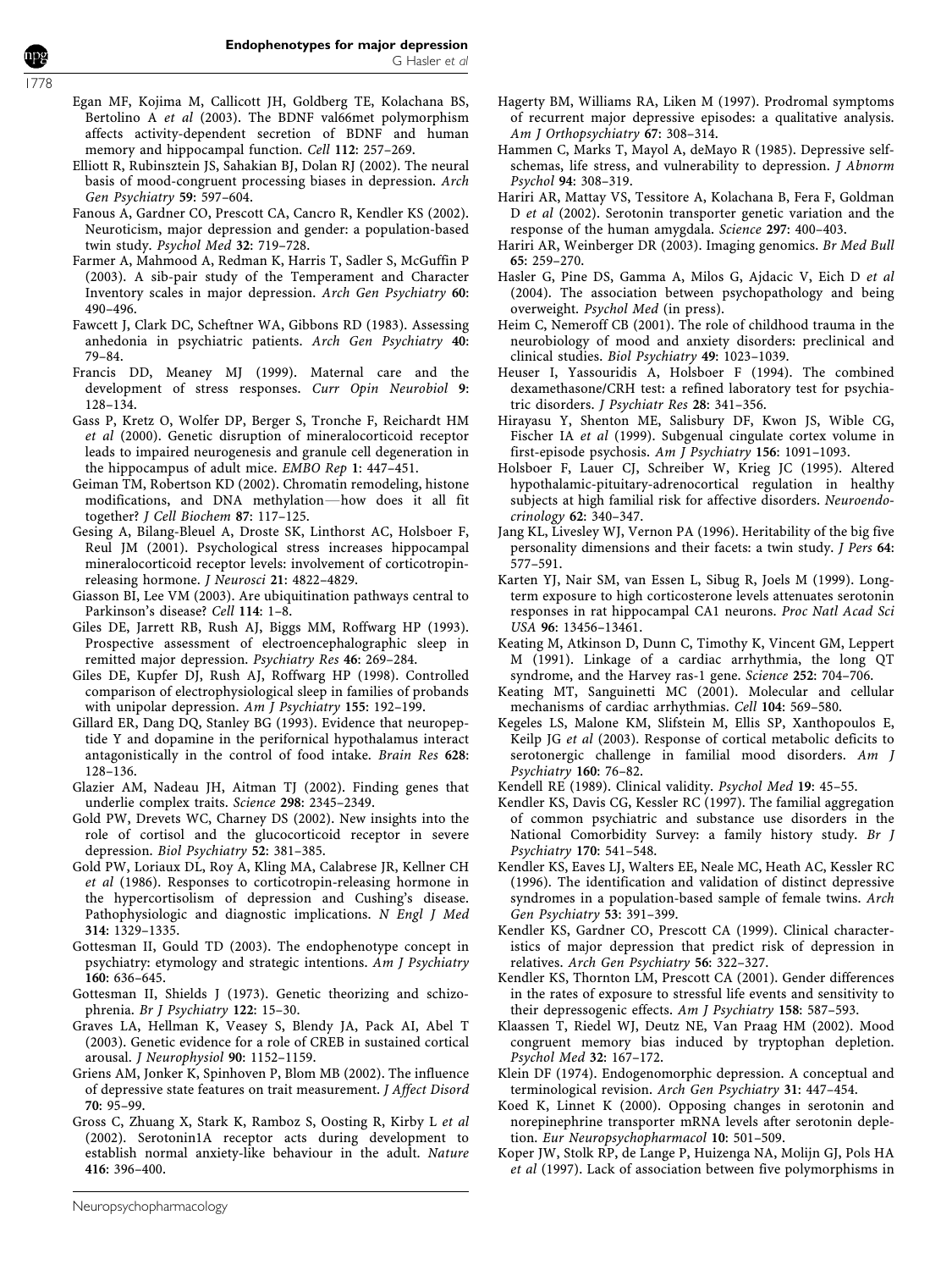Egan MF, Kojima M, Callicott JH, Goldberg TE, Kolachana BS, Bertolino A *et al* (2003). The BDNF val66met polymorphism affects activity-dependent secretion of BDNF and human memory and hippocampal function. *Cell* **112**: 257–269.

Elliott R, Rubinsztein JS, Sahakian BJ, Dolan RJ (2002). The neural basis of mood-congruent processing biases in depression. *Arch Gen Psychiatry* **59**: 597–604.

Fanous A, Gardner CO, Prescott CA, Cancro R, Kendler KS (2002). Neuroticism, major depression and gender: a population-based twin study. *Psychol Med* **32**: 719–728.

Farmer A, Mahmood A, Redman K, Harris T, Sadler S, McGuffin P (2003). A sib-pair study of the Temperament and Character Inventory scales in major depression. *Arch Gen Psychiatry* **60**: 490–496.

Fawcett J, Clark DC, Scheftner WA, Gibbons RD (1983). Assessing anhedonia in psychiatric patients. *Arch Gen Psychiatry* **40**: 79–84.

Francis DD, Meaney MJ (1999). Maternal care and the development of stress responses. *Curr Opin Neurobiol* **9**: 128–134.

Gass P, Kretz O, Wolfer DP, Berger S, Tronche F, Reichardt HM *et al* (2000). Genetic disruption of mineralocorticoid receptor leads to impaired neurogenesis and granule cell degeneration in the hippocampus of adult mice. *EMBO Rep* **1**: 447–451.

Geiman TM, Robertson KD (2002). Chromatin remodeling, histone modifications, and DNA methylation—how does it all fit together? *J Cell Biochem* **87**: 117–125.

Gesing A, Bilang-Bleuel A, Droste SK, Linthorst AC, Holsboer F, Reul JM (2001). Psychological stress increases hippocampal mineralocorticoid receptor levels: involvement of corticotropin-releasing hormone. *J Neurosci* **21**: 4822–4829.

Giasson BI, Lee VM (2003). Are ubiquitination pathways central to Parkinson's disease? *Cell* **114**: 1–8.

Giles DE, Jarrett RB, Rush AJ, Biggs MM, Roffwarg HP (1993). Prospective assessment of electroencephalographic sleep in remitted major depression. *Psychiatry Res* **46**: 269–284.

Giles DE, Kupfer DJ, Rush AJ, Roffwarg HP (1998). Controlled comparison of electrophysiological sleep in families of probands with unipolar depression. *Am J Psychiatry* **155**: 192–199.

Gillard ER, Dang DQ, Stanley BG (1993). Evidence that neuropeptide Y and dopamine in the perifornical hypothalamus interact antagonistically in the control of food intake. *Brain Res* **628**: 128–136.

Glazier AM, Nadeau JH, Aitman TJ (2002). Finding genes that underlie complex traits. *Science* **298**: 2345–2349.

Gold PW, Drevets WC, Charney DS (2002). New insights into the role of cortisol and the glucocorticoid receptor in severe depression. *Biol Psychiatry* **52**: 381–385.

Gold PW, Loriaux DL, Roy A, Kling MA, Calabrese JR, Kellner CH *et al* (1986). Responses to corticotropin-releasing hormone in the hypercortisolism of depression and Cushing's disease. Pathophysiologic and diagnostic implications. *N Engl J Med* **314**: 1329–1335.

Gottesman II, Gould TD (2003). The endophenotype concept in psychiatry: etymology and strategic intentions. *Am J Psychiatry* **160**: 636–645.

Gottesman II, Shields J (1973). Genetic theorizing and schizophrenia. *Br J Psychiatry* **122**: 15–30.

Graves LA, Hellman K, Veasey S, Blendy JA, Pack AI, Abel T (2003). Genetic evidence for a role of CREB in sustained cortical arousal. *J Neurophysiol* **90**: 1152–1159.

Griens AM, Jonker K, Spinhoven P, Blom MB (2002). The influence of depressive state features on trait measurement. *J Affect Disord* **70**: 95–99.

Gross C, Zhuang X, Stark K, Ramboz S, Oosting R, Kirby L *et al* (2002). Serotonin1A receptor acts during development to establish normal anxiety-like behaviour in the adult. *Nature* **416**: 396–400.

Hagerty BM, Williams RA, Liken M (1997). Prodromal symptoms of recurrent major depressive episodes: a qualitative analysis. *Am J Orthopsychiatry* **67**: 308–314.

Hammen C, Marks T, Mayol A, deMayo R (1985). Depressive self-schemas, life stress, and vulnerability to depression. *J Abnorm Psychol* **94**: 308–319.

Hariri AR, Mattay VS, Tessitore A, Kolachana B, Fera F, Goldman D *et al* (2002). Serotonin transporter genetic variation and the response of the human amygdala. *Science* **297**: 400–403.

Hariri AR, Weinberger DR (2003). Imaging genomics. *Br Med Bull* **65**: 259–270.

Hasler G, Pine DS, Gamma A, Milos G, Ajdacic V, Eich D *et al* (2004). The association between psychopathology and being overweight. *Psychol Med* (in press).

Heim C, Nemeroff CB (2001). The role of childhood trauma in the neurobiology of mood and anxiety disorders: preclinical and clinical studies. *Biol Psychiatry* **49**: 1023–1039.

Heuser I, Yassouridis A, Holsboer F (1994). The combined dexamethasone/CRH test: a refined laboratory test for psychiatric disorders. *J Psychiatr Res* **28**: 341–356.

Hirayasu Y, Shenton ME, Salisbury DF, Kwon JS, Wible CG, Fischer IA *et al* (1999). Subgenual cingulate cortex volume in first-episode psychosis. *Am J Psychiatry* **156**: 1091–1093.

Holsboer F, Lauer CJ, Schreiber W, Krieg JC (1995). Altered hypothalamic-pituitary-adrenocortical regulation in healthy subjects at high familial risk for affective disorders. *Neuroendocrinology* **62**: 340–347.

Jang KL, Livesley WJ, Vernon PA (1996). Heritability of the big five personality dimensions and their facets: a twin study. *J Pers* **64**: 577–591.

Karten YJ, Nair SM, van Essen L, Sibug R, Joels M (1999). Long-term exposure to high corticosterone levels attenuates serotonin responses in rat hippocampal CA1 neurons. *Proc Natl Acad Sci USA* **96**: 13456–13461.

Keating M, Atkinson D, Dunn C, Timothy K, Vincent GM, Leppert M (1991). Linkage of a cardiac arrhythmia, the long QT syndrome, and the Harvey ras-1 gene. *Science* **252**: 704–706.

Keating MT, Sanguinetti MC (2001). Molecular and cellular mechanisms of cardiac arrhythmias. *Cell* **104**: 569–580.

Kegeles LS, Malone KM, Slifstein M, Ellis SP, Xanthopoulos E, Keilp JG *et al* (2003). Response of cortical metabolic deficits to serotonergic challenge in familial mood disorders. *Am J Psychiatry* **160**: 76–82.

Kendell RE (1989). Clinical validity. *Psychol Med* **19**: 45–55.

Kendler KS, Davis CG, Kessler RC (1997). The familial aggregation of common psychiatric and substance use disorders in the National Comorbidity Survey: a family history study. *Br J Psychiatry* **170**: 541–548.

Kendler KS, Eaves LJ, Walters EE, Neale MC, Heath AC, Kessler RC (1996). The identification and validation of distinct depressive syndromes in a population-based sample of female twins. *Arch Gen Psychiatry* **53**: 391–399.

Kendler KS, Gardner CO, Prescott CA (1999). Clinical characteristics of major depression that predict risk of depression in relatives. *Arch Gen Psychiatry* **56**: 322–327.

Kendler KS, Thornton LM, Prescott CA (2001). Gender differences in the rates of exposure to stressful life events and sensitivity to their depressogenic effects. *Am J Psychiatry* **158**: 587–593.

Klaassen T, Riedel WJ, Deutz NE, Van Praag HM (2002). Mood congruent memory bias induced by tryptophan depletion. *Psychol Med* **32**: 167–172.

Klein DF (1974). Endogenomorphic depression. A conceptual and terminological revision. *Arch Gen Psychiatry* **31**: 447–454.

Koed K, Linnet K (2000). Opposing changes in serotonin and norepinephrine transporter mRNA levels after serotonin depletion. *Eur Neuropsychopharmacol* **10**: 501–509.

Koper JW, Stolk RP, de Lange P, Huizenga NA, Molijn GJ, Pols HA *et al* (1997). Lack of association between five polymorphisms in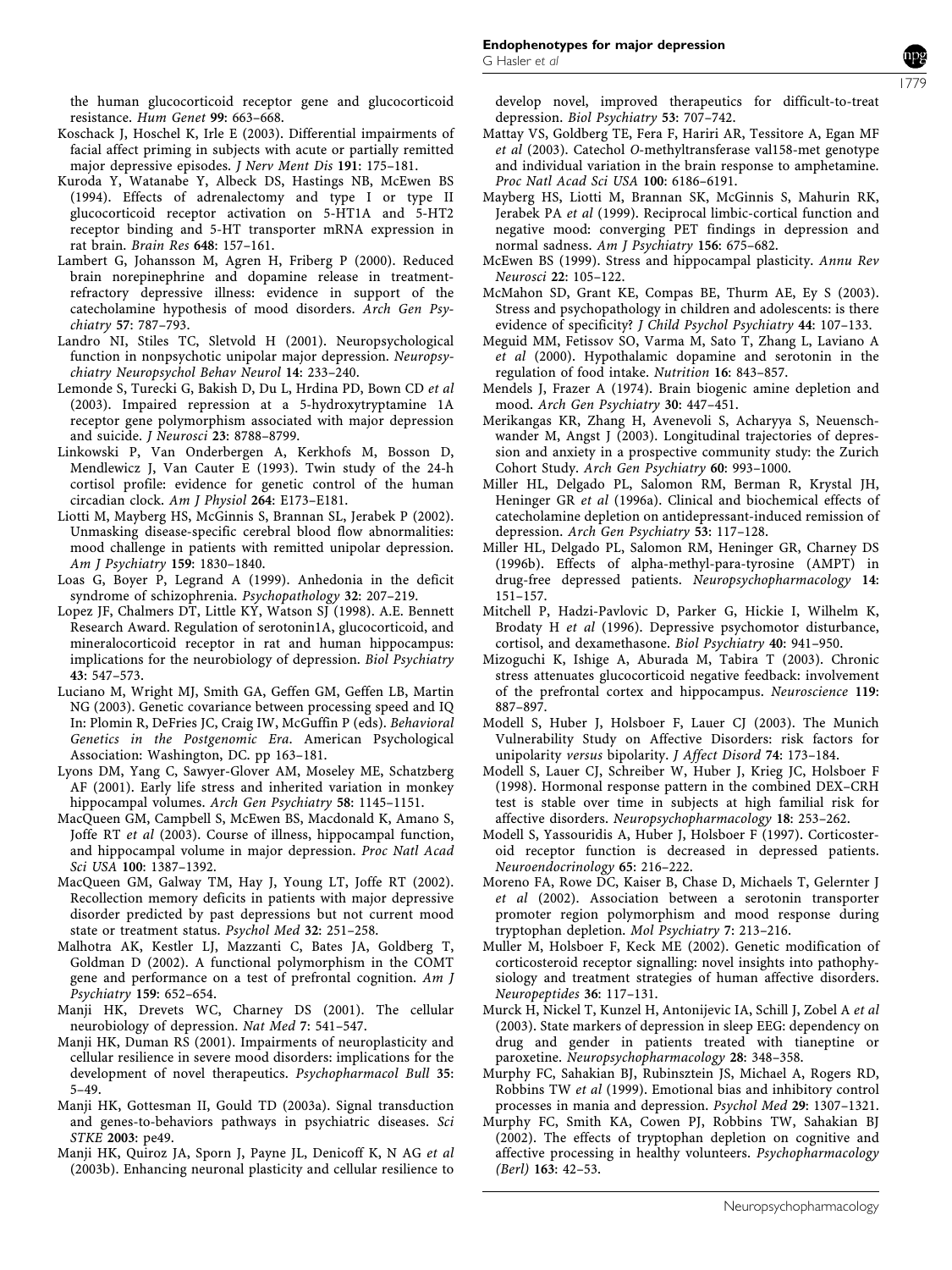the human glucocorticoid receptor gene and glucocorticoid resistance. *Hum Genet* **99**: 663–668.

Koschack J, Hoschel K, Irle E (2003). Differential impairments of facial affect priming in subjects with acute or partially remitted major depressive episodes. *J Nerv Ment Dis* **191**: 175–181.

Kuroda Y, Watanabe Y, Albeck DS, Hastings NB, McEwen BS (1994). Effects of adrenalectomy and type I or type II glucocorticoid receptor activation on 5-HT1A and 5-HT2 receptor binding and 5-HT transporter mRNA expression in rat brain. *Brain Res* **648**: 157–161.

Lambert G, Johansson M, Agren H, Friberg P (2000). Reduced brain norepinephrine and dopamine release in treatment-refractory depressive illness: evidence in support of the catecholamine hypothesis of mood disorders. *Arch Gen Psychiatry* **57**: 787–793.

Landro NI, Stiles TC, Sletvold H (2001). Neuropsychological function in nonpsychotic unipolar major depression. *Neuropsychiatry Neuropsychol Behav Neurol* **14**: 233–240.

Lemonde S, Turecki G, Bakish D, Du L, Hrdina PD, Bown CD *et al* (2003). Impaired repression at a 5-hydroxytryptamine 1A receptor gene polymorphism associated with major depression and suicide. *J Neurosci* **23**: 8788–8799.

Linkowski P, Van Onderbergen A, Kerkhofs M, Bosson D, Mendlewicz J, Van Cauter E (1993). Twin study of the 24-h cortisol profile: evidence for genetic control of the human circadian clock. *Am J Physiol* **264**: E173–E181.

Liotti M, Mayberg HS, McGinnis S, Brannan SL, Jerabek P (2002). Unmasking disease-specific cerebral blood flow abnormalities: mood challenge in patients with remitted unipolar depression. *Am J Psychiatry* **159**: 1830–1840.

Loas G, Boyer P, Legrand A (1999). Anhedonia in the deficit syndrome of schizophrenia. *Psychopathology* **32**: 207–219.

Lopez JF, Chalmers DT, Little KY, Watson SJ (1998). A.E. Bennett Research Award. Regulation of serotonin1A, glucocorticoid, and mineralocorticoid receptor in rat and human hippocampus: implications for the neurobiology of depression. *Biol Psychiatry* **43**: 547–573.

Luciano M, Wright MJ, Smith GA, Geffen GM, Geffen LB, Martin NG (2003). Genetic covariance between processing speed and IQ In: Plomin R, DeFries JC, Craig IW, McGuffin P (eds). *Behavioral Genetics in the Postgenomic Era*. American Psychological Association: Washington, DC. pp 163–181.

Lyons DM, Yang C, Sawyer-Glover AM, Moseley ME, Schatzberg AF (2001). Early life stress and inherited variation in monkey hippocampal volumes. *Arch Gen Psychiatry* **58**: 1145–1151.

MacQueen GM, Campbell S, McEwen BS, Macdonald K, Amano S, Joffe RT *et al* (2003). Course of illness, hippocampal function, and hippocampal volume in major depression. *Proc Natl Acad Sci USA* **100**: 1387–1392.

MacQueen GM, Galway TM, Hay J, Young LT, Joffe RT (2002). Recollection memory deficits in patients with major depressive disorder predicted by past depressions but not current mood state or treatment status. *Psychol Med* **32**: 251–258.

Malhotra AK, Kestler LJ, Mazzanti C, Bates JA, Goldberg T, Goldman D (2002). A functional polymorphism in the COMT gene and performance on a test of prefrontal cognition. *Am J Psychiatry* **159**: 652–654.

Manji HK, Drevets WC, Charney DS (2001). The cellular neurobiology of depression. *Nat Med* **7**: 541–547.

Manji HK, Duman RS (2001). Impairments of neuroplasticity and cellular resilience in severe mood disorders: implications for the development of novel therapeutics. *Psychopharmacol Bull* **35**: 5–49.

Manji HK, Gottesman II, Gould TD (2003a). Signal transduction and genes-to-behaviors pathways in psychiatric diseases. *Sci STKE* **2003**: pe49.

Manji HK, Quiroz JA, Sporn J, Payne JL, Denicoff K, N AG *et al* (2003b). Enhancing neuronal plasticity and cellular resilience to develop novel, improved therapeutics for difficult-to-treat depression. *Biol Psychiatry* **53**: 707–742.

Mattay VS, Goldberg TE, Fera F, Hariri AR, Tessitore A, Egan MF *et al* (2003). Catechol *O*-methyltransferase val158-met genotype and individual variation in the brain response to amphetamine. *Proc Natl Acad Sci USA* **100**: 6186–6191.

Mayberg HS, Liotti M, Brannan SK, McGinnis S, Mahurin RK, Jerabek PA *et al* (1999). Reciprocal limbic-cortical function and negative mood: converging PET findings in depression and normal sadness. *Am J Psychiatry* **156**: 675–682.

McEwen BS (1999). Stress and hippocampal plasticity. *Annu Rev Neurosci* **22**: 105–122.

McMahon SD, Grant KE, Compas BE, Thurm AE, Ey S (2003). Stress and psychopathology in children and adolescents: is there evidence of specificity? *J Child Psychol Psychiatry* **44**: 107–133.

Meguid MM, Fetissov SO, Varma M, Sato T, Zhang L, Laviano A *et al* (2000). Hypothalamic dopamine and serotonin in the regulation of food intake. *Nutrition* **16**: 843–857.

Mendels J, Frazer A (1974). Brain biogenic amine depletion and mood. *Arch Gen Psychiatry* **30**: 447–451.

Merikangas KR, Zhang H, Avenevoli S, Acharyya S, Neuenschwander M, Angst J (2003). Longitudinal trajectories of depression and anxiety in a prospective community study: the Zurich Cohort Study. *Arch Gen Psychiatry* **60**: 993–1000.

Miller HL, Delgado PL, Salomon RM, Berman R, Krystal JH, Heninger GR *et al* (1996a). Clinical and biochemical effects of catecholamine depletion on antidepressant-induced remission of depression. *Arch Gen Psychiatry* **53**: 117–128.

Miller HL, Delgado PL, Salomon RM, Heninger GR, Charney DS (1996b). Effects of alpha-methyl-para-tyrosine (AMPT) in drug-free depressed patients. *Neuropsychopharmacology* **14**: 151–157.

Mitchell P, Hadzi-Pavlovic D, Parker G, Hickie I, Wilhelm K, Brodaty H *et al* (1996). Depressive psychomotor disturbance, cortisol, and dexamethasone. *Biol Psychiatry* **40**: 941–950.

Mizoguchi K, Ishige A, Aburada M, Tabira T (2003). Chronic stress attenuates glucocorticoid negative feedback: involvement of the prefrontal cortex and hippocampus. *Neuroscience* **119**: 887–897.

Modell S, Huber J, Holsboer F, Lauer CJ (2003). The Munich Vulnerability Study on Affective Disorders: risk factors for unipolarity *versus* bipolarity. *J Affect Disord* **74**: 173–184.

Modell S, Lauer CJ, Schreiber W, Huber J, Krieg JC, Holsboer F (1998). Hormonal response pattern in the combined DEX–CRH test is stable over time in subjects at high familial risk for affective disorders. *Neuropsychopharmacology* **18**: 253–262.

Modell S, Yassouridis A, Huber J, Holsboer F (1997). Corticosteroid receptor function is decreased in depressed patients. *Neuroendocrinology* **65**: 216–222.

Moreno FA, Rowe DC, Kaiser B, Chase D, Michaels T, Gelernter J *et al* (2002). Association between a serotonin transporter promoter region polymorphism and mood response during tryptophan depletion. *Mol Psychiatry* **7**: 213–216.

Muller M, Holsboer F, Keck ME (2002). Genetic modification of corticosteroid receptor signalling: novel insights into pathophysiology and treatment strategies of human affective disorders. *Neuropeptides* **36**: 117–131.

Murck H, Nickel T, Kunzel H, Antonijevic IA, Schill J, Zobel A *et al* (2003). State markers of depression in sleep EEG: dependency on drug and gender in patients treated with tianeptine or paroxetine. *Neuropsychopharmacology* **28**: 348–358.

Murphy FC, Sahakian BJ, Rubinsztein JS, Michael A, Rogers RD, Robbins TW *et al* (1999). Emotional bias and inhibitory control processes in mania and depression. *Psychol Med* **29**: 1307–1321.

Murphy FC, Smith KA, Cowen PJ, Robbins TW, Sahakian BJ (2002). The effects of tryptophan depletion on cognitive and affective processing in healthy volunteers. *Psychopharmacology (Berl)* **163**: 42–53.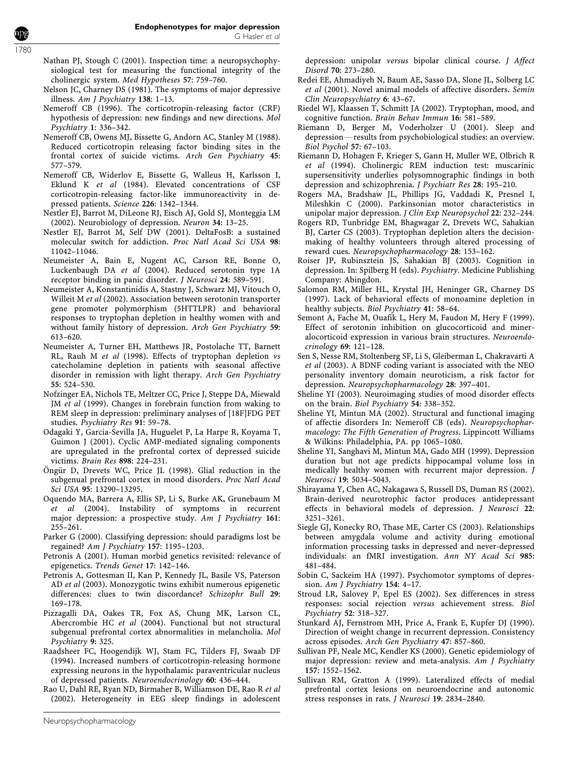Nathan PJ, Stough C (2001). Inspection time: a neuropsychophysiological test for measuring the functional integrity of the cholinergic system. *Med Hypotheses* **57**: 759–760.

Nelson JC, Charney DS (1981). The symptoms of major depressive illness. *Am J Psychiatry* **138**: 1–13.

Nemeroff CB (1996). The corticotropin-releasing factor (CRF) hypothesis of depression: new findings and new directions. *Mol Psychiatry* **1**: 336–342.

Nemeroff CB, Owens MJ, Bissette G, Andorn AC, Stanley M (1988). Reduced corticotropin releasing factor binding sites in the frontal cortex of suicide victims. *Arch Gen Psychiatry* **45**: 577–579.

Nemeroff CB, Widerlov E, Bissette G, Walleus H, Karlsson I, Eklund K *et al* (1984). Elevated concentrations of CSF corticotropin-releasing factor-like immunoreactivity in depressed patients. *Science* **226**: 1342–1344.

Nestler EJ, Barrot M, DiLeone RJ, Eisch AJ, Gold SJ, Monteggia LM (2002). Neurobiology of depression. *Neuron* **34**: 13–25.

Nestler EJ, Barrot M, Self DW (2001). DeltaFosB: a sustained molecular switch for addiction. *Proc Natl Acad Sci USA* **98**: 11042–11046.

Neumeister A, Bain E, Nugent AC, Carson RE, Bonne O, Luckenbaugh DA *et al* (2004). Reduced serotonin type 1A receptor binding in panic disorder. *J Neurosci* **24**: 589–591.

Neumeister A, Konstantinidis A, Stastny J, Schwarz MJ, Vitouch O, Willeit M *et al* (2002). Association between serotonin transporter gene promoter polymorphism (5HTTLPR) and behavioral responses to tryptophan depletion in healthy women with and without family history of depression. *Arch Gen Psychiatry* **59**: 613–620.

Neumeister A, Turner EH, Matthews JR, Postolache TT, Barnett RL, Rauh M *et al* (1998). Effects of tryptophan depletion *vs* catecholamine depletion in patients with seasonal affective disorder in remission with light therapy. *Arch Gen Psychiatry* **55**: 524–530.

Nofzinger EA, Nichols TE, Meltzer CC, Price J, Steppe DA, Miewald JM *et al* (1999). Changes in forebrain function from waking to REM sleep in depression: preliminary analyses of [18F]FDG PET studies. *Psychiatry Res* **91**: 59–78.

Odagaki Y, Garcia-Sevilla JA, Huguelet P, La Harpe R, Koyama T, Guimon J (2001). Cyclic AMP-mediated signaling components are upregulated in the prefrontal cortex of depressed suicide victims. *Brain Res* **898**: 224–231.

Öngür D, Drevets WC, Price JL (1998). Glial reduction in the subgenual prefrontal cortex in mood disorders. *Proc Natl Acad Sci USA* **95**: 13290–13295.

Oquendo MA, Barrera A, Ellis SP, Li S, Burke AK, Grunebaum M *et al* (2004). Instability of symptoms in recurrent major depression: a prospective study. *Am J Psychiatry* **161**: 255–261.

Parker G (2000). Classifying depression: should paradigms lost be regained? *Am J Psychiatry* **157**: 1195–1203.

Petronis A (2001). Human morbid genetics revisited: relevance of epigenetics. *Trends Genet* **17**: 142–146.

Petronis A, Gottesman II, Kan P, Kennedy JL, Basile VS, Paterson AD *et al* (2003). Monozygotic twins exhibit numerous epigenetic differences: clues to twin discordance? *Schizophr Bull* **29**: 169–178.

Pizzagalli DA, Oakes TR, Fox AS, Chung MK, Larson CL, Abercrombie HC *et al* (2004). Functional but not structural subgenual prefrontal cortex abnormalities in melancholia. *Mol Psychiatry* **9**: 325.

Raadsheer FC, Hoogendijk WJ, Stam FC, Tilders FJ, Swaab DF (1994). Increased numbers of corticotropin-releasing hormone expressing neurons in the hypothalamic paraventricular nucleus of depressed patients. *Neuroendocrinology* **60**: 436–444.

Rao U, Dahl RE, Ryan ND, Birmaher B, Williamson DE, Rao R *et al* (2002). Heterogeneity in EEG sleep findings in adolescent depression: unipolar *versus* bipolar clinical course. *J Affect Disord* **70**: 273–280.

Redei EE, Ahmadiyeh N, Baum AE, Sasso DA, Slone JL, Solberg LC *et al* (2001). Novel animal models of affective disorders. *Semin Clin Neuropsychiatry* **6**: 43–67.

Riedel WJ, Klaassen T, Schmitt JA (2002). Tryptophan, mood, and cognitive function. *Brain Behav Immun* **16**: 581–589.

Riemann D, Berger M, Voderholzer U (2001). Sleep and depression—results from psychobiological studies: an overview. *Biol Psychol* **57**: 67–103.

Riemann D, Hohagen F, Krieger S, Gann H, Muller WE, Olbrich R *et al* (1994). Cholinergic REM induction test: muscarinic supersensitivity underlies polysomnographic findings in both depression and schizophrenia. *J Psychiatr Res* **28**: 195–210.

Rogers MA, Bradshaw JL, Phillips JG, Vaddadi K, Presnel I, Mileshkin C (2000). Parkinsonian motor characteristics in unipolar major depression. *J Clin Exp Neuropsychol* **22**: 232–244.

Rogers RD, Tunbridge EM, Bhagwagar Z, Drevets WC, Sahakian BJ, Carter CS (2003). Tryptophan depletion alters the decision-making of healthy volunteers through altered processing of reward cues. *Neuropsychopharmacology* **28**: 153–162.

Roiser JP, Rubinsztein JS, Sahakian BJ (2003). Cognition in depression. In: Spilberg H (eds). *Psychiatry*. Medicine Publishing Company: Abingdon.

Salomon RM, Miller HL, Krystal JH, Heninger GR, Charney DS (1997). Lack of behavioral effects of monoamine depletion in healthy subjects. *Biol Psychiatry* **41**: 58–64.

Semont A, Fache M, Ouafik L, Hery M, Faudon M, Hery F (1999). Effect of serotonin inhibition on glucocorticoid and mineralocorticoid expression in various brain structures. *Neuroendocrinology* **69**: 121–128.

Sen S, Nesse RM, Stoltenberg SF, Li S, Gleiberman L, Chakravarti A *et al* (2003). A BDNF coding variant is associated with the NEO personality inventory domain neuroticism, a risk factor for depression. *Neuropsychopharmacology* **28**: 397–401.

Sheline YI (2003). Neuroimaging studies of mood disorder effects on the brain. *Biol Psychiatry* **54**: 338–352.

Sheline YI, Mintun MA (2002). Structural and functional imaging of affectie disorders In: Nemeroff CB (eds). *Neuropsychopharmacology: The Fifth Generation of Progress*. Lippincott Williams & Wilkins: Philadelphia, PA. pp 1065–1080.

Sheline YI, Sanghavi M, Mintun MA, Gado MH (1999). Depression duration but not age predicts hippocampal volume loss in medically healthy women with recurrent major depression. *J Neurosci* **19**: 5034–5043.

Shirayama Y, Chen AC, Nakagawa S, Russell DS, Duman RS (2002). Brain-derived neurotrophic factor produces antidepressant effects in behavioral models of depression. *J Neurosci* **22**: 3251–3261.

Siegle GJ, Konecky RO, Thase ME, Carter CS (2003). Relationships between amygdala volume and activity during emotional information processing tasks in depressed and never-depressed individuals: an fMRI investigation. *Ann NY Acad Sci* **985**: 481–484.

Sobin C, Sackeim HA (1997). Psychomotor symptoms of depression. *Am J Psychiatry* **154**: 4–17.

Stroud LR, Salovey P, Epel ES (2002). Sex differences in stress responses: social rejection *versus* achievement stress. *Biol Psychiatry* **52**: 318–327.

Stunkard AJ, Fernstrom MH, Price A, Frank E, Kupfer DJ (1990). Direction of weight change in recurrent depression. Consistency across episodes. *Arch Gen Psychiatry* **47**: 857–860.

Sullivan PF, Neale MC, Kendler KS (2000). Genetic epidemiology of major depression: review and meta-analysis. *Am J Psychiatry* **157**: 1552–1562.

Sullivan RM, Gratton A (1999). Lateralized effects of medial prefrontal cortex lesions on neuroendocrine and autonomic stress responses in rats. *J Neurosci* **19**: 2834–2840.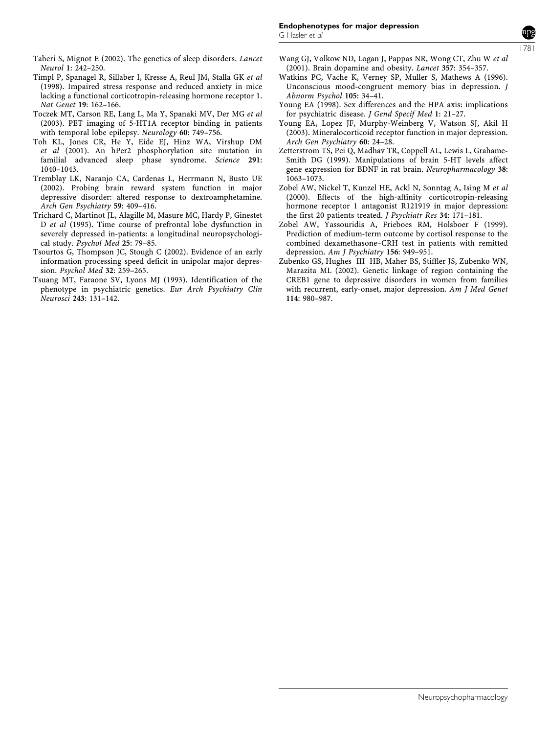Taheri S, Mignot E (2002). The genetics of sleep disorders. *Lancet Neurol* **1**: 242–250.

Timpl P, Spanagel R, Sillaber I, Kresse A, Reul JM, Stalla GK *et al* (1998). Impaired stress response and reduced anxiety in mice lacking a functional corticotropin-releasing hormone receptor 1. *Nat Genet* **19**: 162–166.

Toczek MT, Carson RE, Lang L, Ma Y, Spanaki MV, Der MG *et al* (2003). PET imaging of 5-HT1A receptor binding in patients with temporal lobe epilepsy. *Neurology* **60**: 749–756.

Toh KL, Jones CR, He Y, Eide EJ, Hinz WA, Virshup DM *et al* (2001). An hPer2 phosphorylation site mutation in familial advanced sleep phase syndrome. *Science* **291**: 1040–1043.

Tremblay LK, Naranjo CA, Cardenas L, Herrmann N, Busto UE (2002). Probing brain reward system function in major depressive disorder: altered response to dextroamphetamine. *Arch Gen Psychiatry* **59**: 409–416.

Trichard C, Martinot JL, Alagille M, Masure MC, Hardy P, Ginestet D *et al* (1995). Time course of prefrontal lobe dysfunction in severely depressed in-patients: a longitudinal neuropsychological study. *Psychol Med* **25**: 79–85.

Tsourtos G, Thompson JC, Stough C (2002). Evidence of an early information processing speed deficit in unipolar major depression. *Psychol Med* **32**: 259–265.

Tsuang MT, Faraone SV, Lyons MJ (1993). Identification of the phenotype in psychiatric genetics. *Eur Arch Psychiatry Clin Neurosci* **243**: 131–142.

Wang GJ, Volkow ND, Logan J, Pappas NR, Wong CT, Zhu W *et al* (2001). Brain dopamine and obesity. *Lancet* **357**: 354–357.

Watkins PC, Vache K, Verney SP, Muller S, Mathews A (1996). Unconscious mood-congruent memory bias in depression. *J Abnorm Psychol* **105**: 34–41.

Young EA (1998). Sex differences and the HPA axis: implications for psychiatric disease. *J Gend Specif Med* **1**: 21–27.

Young EA, Lopez JF, Murphy-Weinberg V, Watson SJ, Akil H (2003). Mineralocorticoid receptor function in major depression. *Arch Gen Psychiatry* **60**: 24–28.

Zetterstrom TS, Pei Q, Madhav TR, Coppell AL, Lewis L, Grahame-Smith DG (1999). Manipulations of brain 5-HT levels affect gene expression for BDNF in rat brain. *Neuropharmacology* **38**: 1063–1073.

Zobel AW, Nickel T, Kunzel HE, Ackl N, Sonntag A, Ising M *et al* (2000). Effects of the high-affinity corticotropin-releasing hormone receptor 1 antagonist R121919 in major depression: the first 20 patients treated. *J Psychiatr Res* **34**: 171–181.

Zobel AW, Yassouridis A, Frieboes RM, Holsboer F (1999). Prediction of medium-term outcome by cortisol response to the combined dexamethasone–CRH test in patients with remitted depression. *Am J Psychiatry* **156**: 949–951.

Zubenko GS, Hughes III HB, Maher BS, Stiffler JS, Zubenko WN, Marazita ML (2002). Genetic linkage of region containing the CREB1 gene to depressive disorders in women from families with recurrent, early-onset, major depression. *Am J Med Genet* **114**: 980–987.